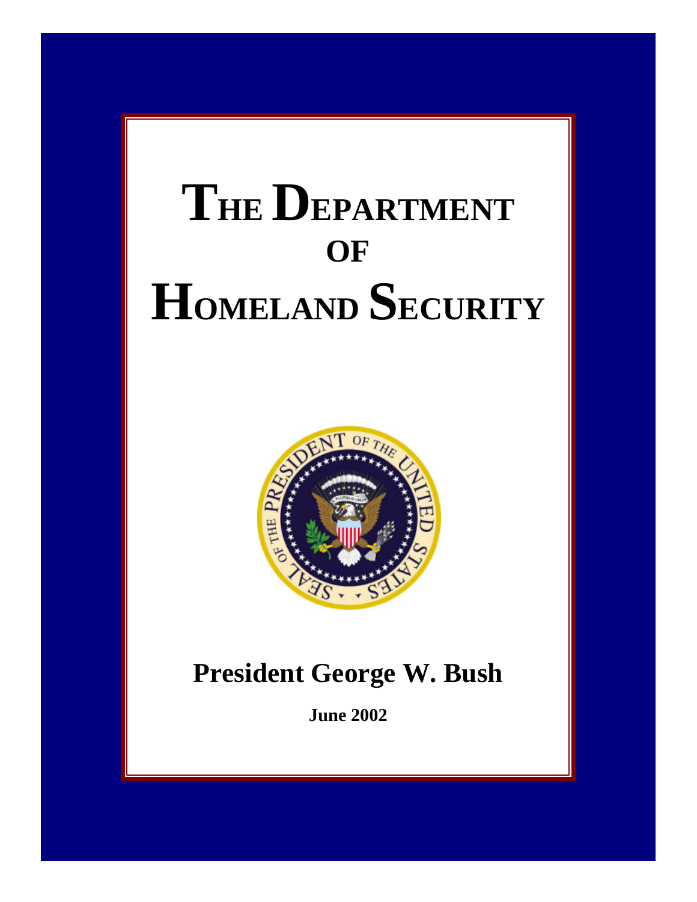# The Department of Homeland Security

**President George W. Bush**

**June 2002**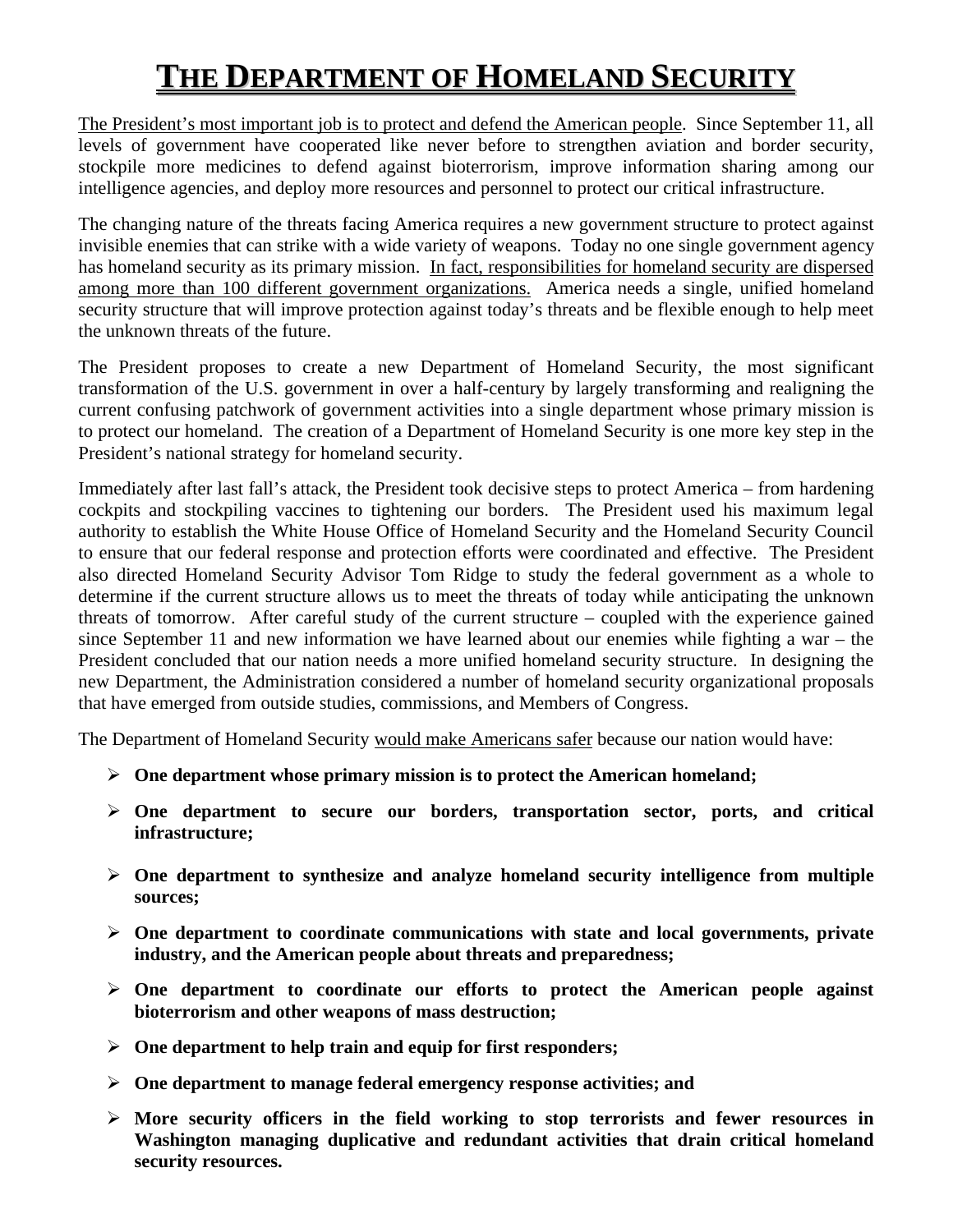# THE DEPARTMENT OF HOMELAND SECURITY

The President's most important job is to protect and defend the American people. Since September 11, all levels of government have cooperated like never before to strengthen aviation and border security, stockpile more medicines to defend against bioterrorism, improve information sharing among our intelligence agencies, and deploy more resources and personnel to protect our critical infrastructure.

The changing nature of the threats facing America requires a new government structure to protect against invisible enemies that can strike with a wide variety of weapons. Today no one single government agency has homeland security as its primary mission. In fact, responsibilities for homeland security are dispersed among more than 100 different government organizations. America needs a single, unified homeland security structure that will improve protection against today's threats and be flexible enough to help meet the unknown threats of the future.

The President proposes to create a new Department of Homeland Security, the most significant transformation of the U.S. government in over a half-century by largely transforming and realigning the current confusing patchwork of government activities into a single department whose primary mission is to protect our homeland. The creation of a Department of Homeland Security is one more key step in the President's national strategy for homeland security.

Immediately after last fall's attack, the President took decisive steps to protect America – from hardening cockpits and stockpiling vaccines to tightening our borders. The President used his maximum legal authority to establish the White House Office of Homeland Security and the Homeland Security Council to ensure that our federal response and protection efforts were coordinated and effective. The President also directed Homeland Security Advisor Tom Ridge to study the federal government as a whole to determine if the current structure allows us to meet the threats of today while anticipating the unknown threats of tomorrow. After careful study of the current structure – coupled with the experience gained since September 11 and new information we have learned about our enemies while fighting a war – the President concluded that our nation needs a more unified homeland security structure. In designing the new Department, the Administration considered a number of homeland security organizational proposals that have emerged from outside studies, commissions, and Members of Congress.

The Department of Homeland Security would make Americans safer because our nation would have:

- **One department whose primary mission is to protect the American homeland;**
- **One department to secure our borders, transportation sector, ports, and critical infrastructure;**
- **One department to synthesize and analyze homeland security intelligence from multiple sources;**
- **One department to coordinate communications with state and local governments, private industry, and the American people about threats and preparedness;**
- **One department to coordinate our efforts to protect the American people against bioterrorism and other weapons of mass destruction;**
- **One department to help train and equip for first responders;**
- **One department to manage federal emergency response activities; and**
- **More security officers in the field working to stop terrorists and fewer resources in Washington managing duplicative and redundant activities that drain critical homeland security resources.**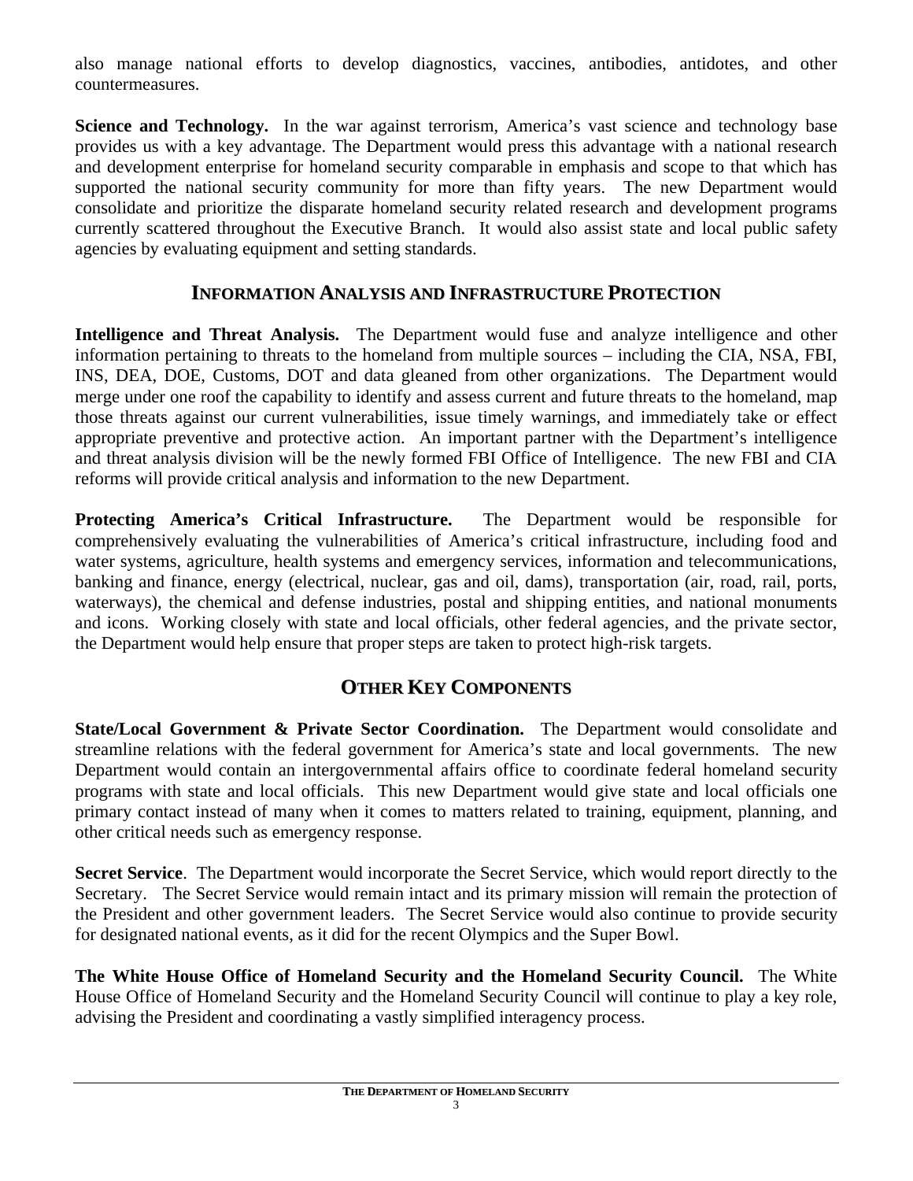also manage national efforts to develop diagnostics, vaccines, antibodies, antidotes, and other countermeasures.

**Science and Technology.** In the war against terrorism, America's vast science and technology base provides us with a key advantage. The Department would press this advantage with a national research and development enterprise for homeland security comparable in emphasis and scope to that which has supported the national security community for more than fifty years. The new Department would consolidate and prioritize the disparate homeland security related research and development programs currently scattered throughout the Executive Branch. It would also assist state and local public safety agencies by evaluating equipment and setting standards.

## INFORMATION ANALYSIS AND INFRASTRUCTURE PROTECTION

**Intelligence and Threat Analysis.** The Department would fuse and analyze intelligence and other information pertaining to threats to the homeland from multiple sources – including the CIA, NSA, FBI, INS, DEA, DOE, Customs, DOT and data gleaned from other organizations. The Department would merge under one roof the capability to identify and assess current and future threats to the homeland, map those threats against our current vulnerabilities, issue timely warnings, and immediately take or effect appropriate preventive and protective action. An important partner with the Department's intelligence and threat analysis division will be the newly formed FBI Office of Intelligence. The new FBI and CIA reforms will provide critical analysis and information to the new Department.

**Protecting America's Critical Infrastructure.** The Department would be responsible for comprehensively evaluating the vulnerabilities of America's critical infrastructure, including food and water systems, agriculture, health systems and emergency services, information and telecommunications, banking and finance, energy (electrical, nuclear, gas and oil, dams), transportation (air, road, rail, ports, waterways), the chemical and defense industries, postal and shipping entities, and national monuments and icons. Working closely with state and local officials, other federal agencies, and the private sector, the Department would help ensure that proper steps are taken to protect high-risk targets.

## OTHER KEY COMPONENTS

**State/Local Government & Private Sector Coordination.** The Department would consolidate and streamline relations with the federal government for America's state and local governments. The new Department would contain an intergovernmental affairs office to coordinate federal homeland security programs with state and local officials. This new Department would give state and local officials one primary contact instead of many when it comes to matters related to training, equipment, planning, and other critical needs such as emergency response.

**Secret Service**. The Department would incorporate the Secret Service, which would report directly to the Secretary. The Secret Service would remain intact and its primary mission will remain the protection of the President and other government leaders. The Secret Service would also continue to provide security for designated national events, as it did for the recent Olympics and the Super Bowl.

**The White House Office of Homeland Security and the Homeland Security Council.** The White House Office of Homeland Security and the Homeland Security Council will continue to play a key role, advising the President and coordinating a vastly simplified interagency process.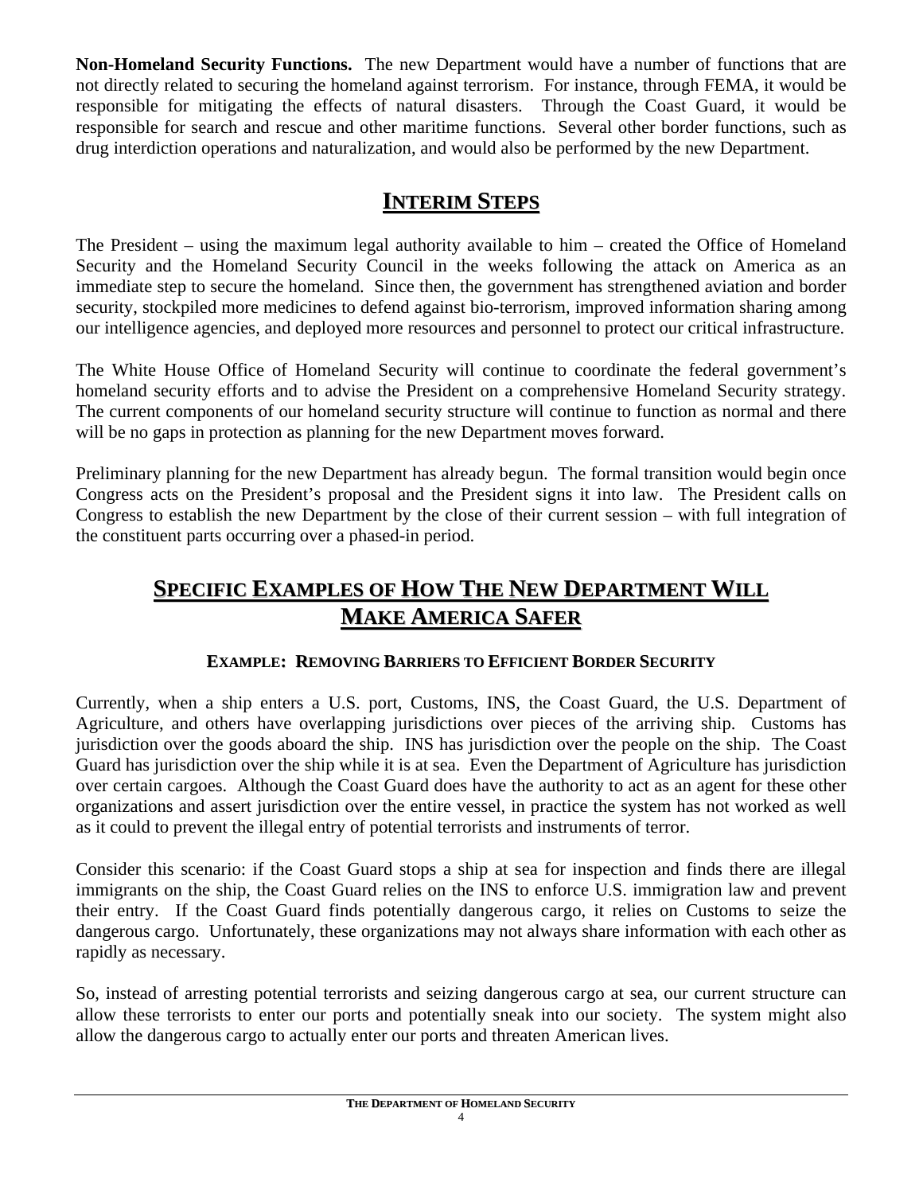**Non-Homeland Security Functions.** The new Department would have a number of functions that are not directly related to securing the homeland against terrorism. For instance, through FEMA, it would be responsible for mitigating the effects of natural disasters. Through the Coast Guard, it would be responsible for search and rescue and other maritime functions. Several other border functions, such as drug interdiction operations and naturalization, and would also be performed by the new Department.

## INTERIM STEPS

The President – using the maximum legal authority available to him – created the Office of Homeland Security and the Homeland Security Council in the weeks following the attack on America as an immediate step to secure the homeland. Since then, the government has strengthened aviation and border security, stockpiled more medicines to defend against bio-terrorism, improved information sharing among our intelligence agencies, and deployed more resources and personnel to protect our critical infrastructure.

The White House Office of Homeland Security will continue to coordinate the federal government's homeland security efforts and to advise the President on a comprehensive Homeland Security strategy. The current components of our homeland security structure will continue to function as normal and there will be no gaps in protection as planning for the new Department moves forward.

Preliminary planning for the new Department has already begun. The formal transition would begin once Congress acts on the President's proposal and the President signs it into law. The President calls on Congress to establish the new Department by the close of their current session – with full integration of the constituent parts occurring over a phased-in period.

## SPECIFIC EXAMPLES OF HOW THE NEW DEPARTMENT WILL MAKE AMERICA SAFER

### EXAMPLE: REMOVING BARRIERS TO EFFICIENT BORDER SECURITY

Currently, when a ship enters a U.S. port, Customs, INS, the Coast Guard, the U.S. Department of Agriculture, and others have overlapping jurisdictions over pieces of the arriving ship. Customs has jurisdiction over the goods aboard the ship. INS has jurisdiction over the people on the ship. The Coast Guard has jurisdiction over the ship while it is at sea. Even the Department of Agriculture has jurisdiction over certain cargoes. Although the Coast Guard does have the authority to act as an agent for these other organizations and assert jurisdiction over the entire vessel, in practice the system has not worked as well as it could to prevent the illegal entry of potential terrorists and instruments of terror.

Consider this scenario: if the Coast Guard stops a ship at sea for inspection and finds there are illegal immigrants on the ship, the Coast Guard relies on the INS to enforce U.S. immigration law and prevent their entry. If the Coast Guard finds potentially dangerous cargo, it relies on Customs to seize the dangerous cargo. Unfortunately, these organizations may not always share information with each other as rapidly as necessary.

So, instead of arresting potential terrorists and seizing dangerous cargo at sea, our current structure can allow these terrorists to enter our ports and potentially sneak into our society. The system might also allow the dangerous cargo to actually enter our ports and threaten American lives.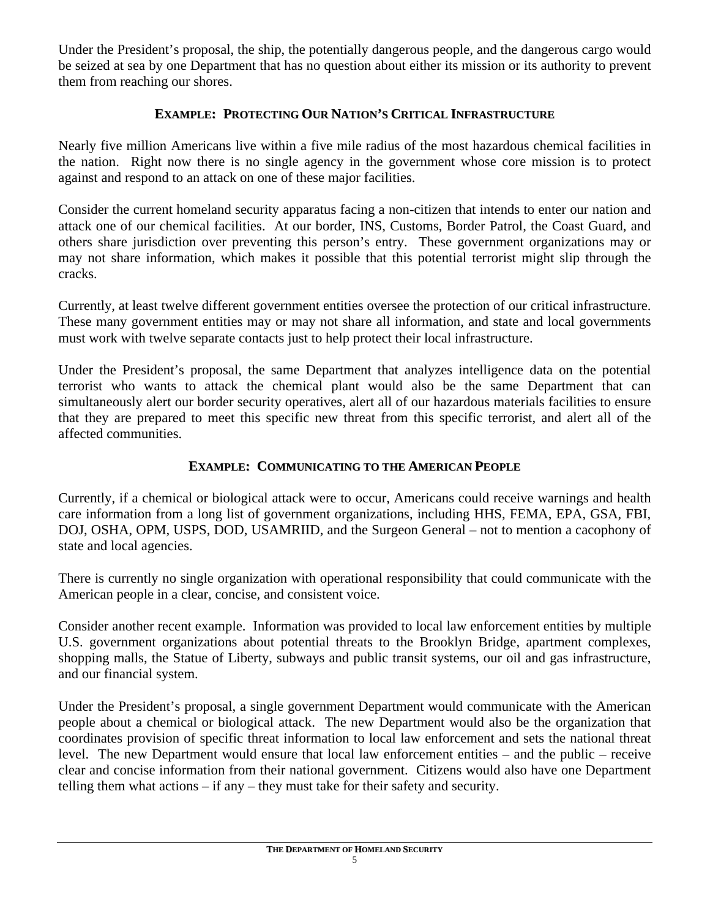Under the President's proposal, the ship, the potentially dangerous people, and the dangerous cargo would be seized at sea by one Department that has no question about either its mission or its authority to prevent them from reaching our shores.

### EXAMPLE: PROTECTING OUR NATION'S CRITICAL INFRASTRUCTURE

Nearly five million Americans live within a five mile radius of the most hazardous chemical facilities in the nation. Right now there is no single agency in the government whose core mission is to protect against and respond to an attack on one of these major facilities.

Consider the current homeland security apparatus facing a non-citizen that intends to enter our nation and attack one of our chemical facilities. At our border, INS, Customs, Border Patrol, the Coast Guard, and others share jurisdiction over preventing this person's entry. These government organizations may or may not share information, which makes it possible that this potential terrorist might slip through the cracks.

Currently, at least twelve different government entities oversee the protection of our critical infrastructure. These many government entities may or may not share all information, and state and local governments must work with twelve separate contacts just to help protect their local infrastructure.

Under the President's proposal, the same Department that analyzes intelligence data on the potential terrorist who wants to attack the chemical plant would also be the same Department that can simultaneously alert our border security operatives, alert all of our hazardous materials facilities to ensure that they are prepared to meet this specific new threat from this specific terrorist, and alert all of the affected communities.

### EXAMPLE: COMMUNICATING TO THE AMERICAN PEOPLE

Currently, if a chemical or biological attack were to occur, Americans could receive warnings and health care information from a long list of government organizations, including HHS, FEMA, EPA, GSA, FBI, DOJ, OSHA, OPM, USPS, DOD, USAMRIID, and the Surgeon General – not to mention a cacophony of state and local agencies.

There is currently no single organization with operational responsibility that could communicate with the American people in a clear, concise, and consistent voice.

Consider another recent example. Information was provided to local law enforcement entities by multiple U.S. government organizations about potential threats to the Brooklyn Bridge, apartment complexes, shopping malls, the Statue of Liberty, subways and public transit systems, our oil and gas infrastructure, and our financial system.

Under the President's proposal, a single government Department would communicate with the American people about a chemical or biological attack. The new Department would also be the organization that coordinates provision of specific threat information to local law enforcement and sets the national threat level. The new Department would ensure that local law enforcement entities – and the public – receive clear and concise information from their national government. Citizens would also have one Department telling them what actions – if any – they must take for their safety and security.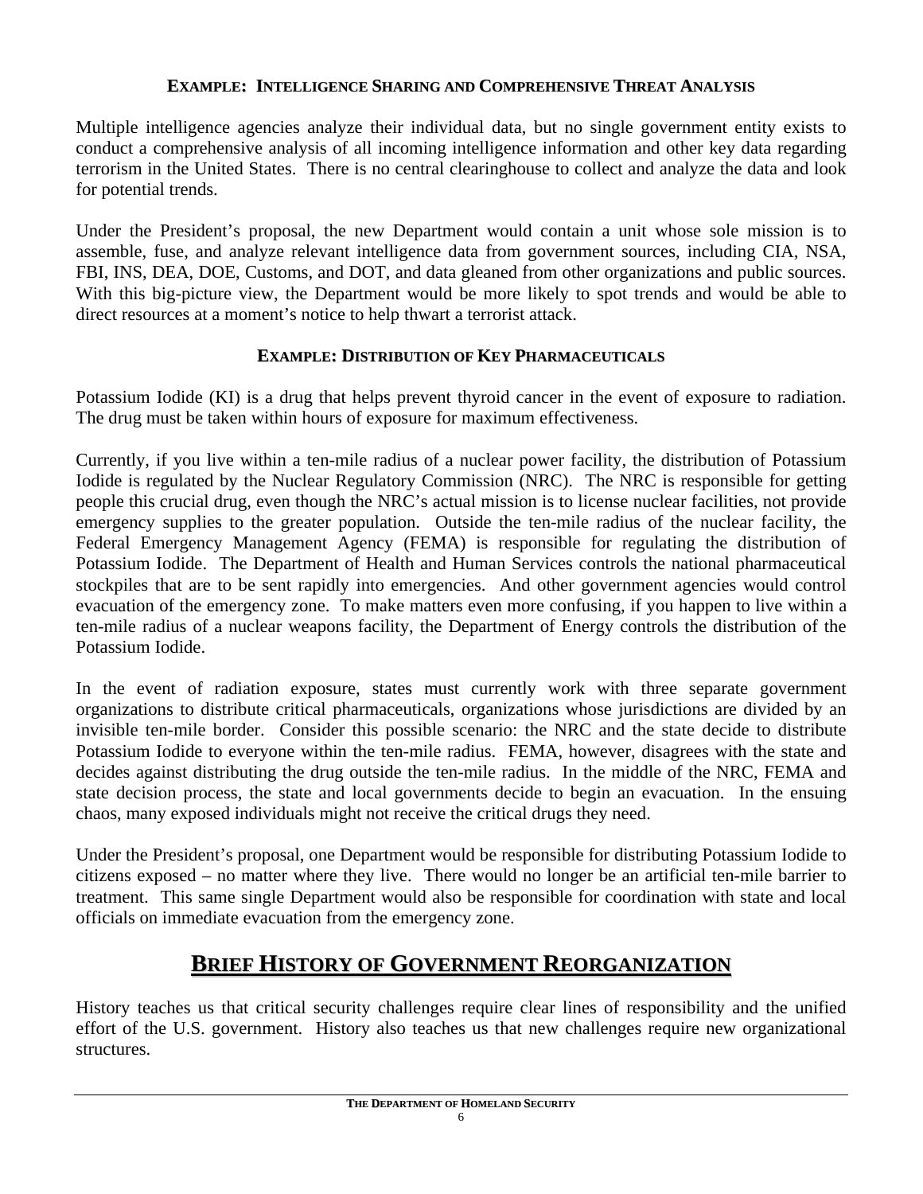### Example: Intelligence Sharing and Comprehensive Threat Analysis

Multiple intelligence agencies analyze their individual data, but no single government entity exists to conduct a comprehensive analysis of all incoming intelligence information and other key data regarding terrorism in the United States. There is no central clearinghouse to collect and analyze the data and look for potential trends.

Under the President's proposal, the new Department would contain a unit whose sole mission is to assemble, fuse, and analyze relevant intelligence data from government sources, including CIA, NSA, FBI, INS, DEA, DOE, Customs, and DOT, and data gleaned from other organizations and public sources. With this big-picture view, the Department would be more likely to spot trends and would be able to direct resources at a moment's notice to help thwart a terrorist attack.

### Example: Distribution of Key Pharmaceuticals

Potassium Iodide (KI) is a drug that helps prevent thyroid cancer in the event of exposure to radiation. The drug must be taken within hours of exposure for maximum effectiveness.

Currently, if you live within a ten-mile radius of a nuclear power facility, the distribution of Potassium Iodide is regulated by the Nuclear Regulatory Commission (NRC). The NRC is responsible for getting people this crucial drug, even though the NRC's actual mission is to license nuclear facilities, not provide emergency supplies to the greater population. Outside the ten-mile radius of the nuclear facility, the Federal Emergency Management Agency (FEMA) is responsible for regulating the distribution of Potassium Iodide. The Department of Health and Human Services controls the national pharmaceutical stockpiles that are to be sent rapidly into emergencies. And other government agencies would control evacuation of the emergency zone. To make matters even more confusing, if you happen to live within a ten-mile radius of a nuclear weapons facility, the Department of Energy controls the distribution of the Potassium Iodide.

In the event of radiation exposure, states must currently work with three separate government organizations to distribute critical pharmaceuticals, organizations whose jurisdictions are divided by an invisible ten-mile border. Consider this possible scenario: the NRC and the state decide to distribute Potassium Iodide to everyone within the ten-mile radius. FEMA, however, disagrees with the state and decides against distributing the drug outside the ten-mile radius. In the middle of the NRC, FEMA and state decision process, the state and local governments decide to begin an evacuation. In the ensuing chaos, many exposed individuals might not receive the critical drugs they need.

Under the President's proposal, one Department would be responsible for distributing Potassium Iodide to citizens exposed – no matter where they live. There would no longer be an artificial ten-mile barrier to treatment. This same single Department would also be responsible for coordination with state and local officials on immediate evacuation from the emergency zone.

## Brief History of Government Reorganization

History teaches us that critical security challenges require clear lines of responsibility and the unified effort of the U.S. government. History also teaches us that new challenges require new organizational structures.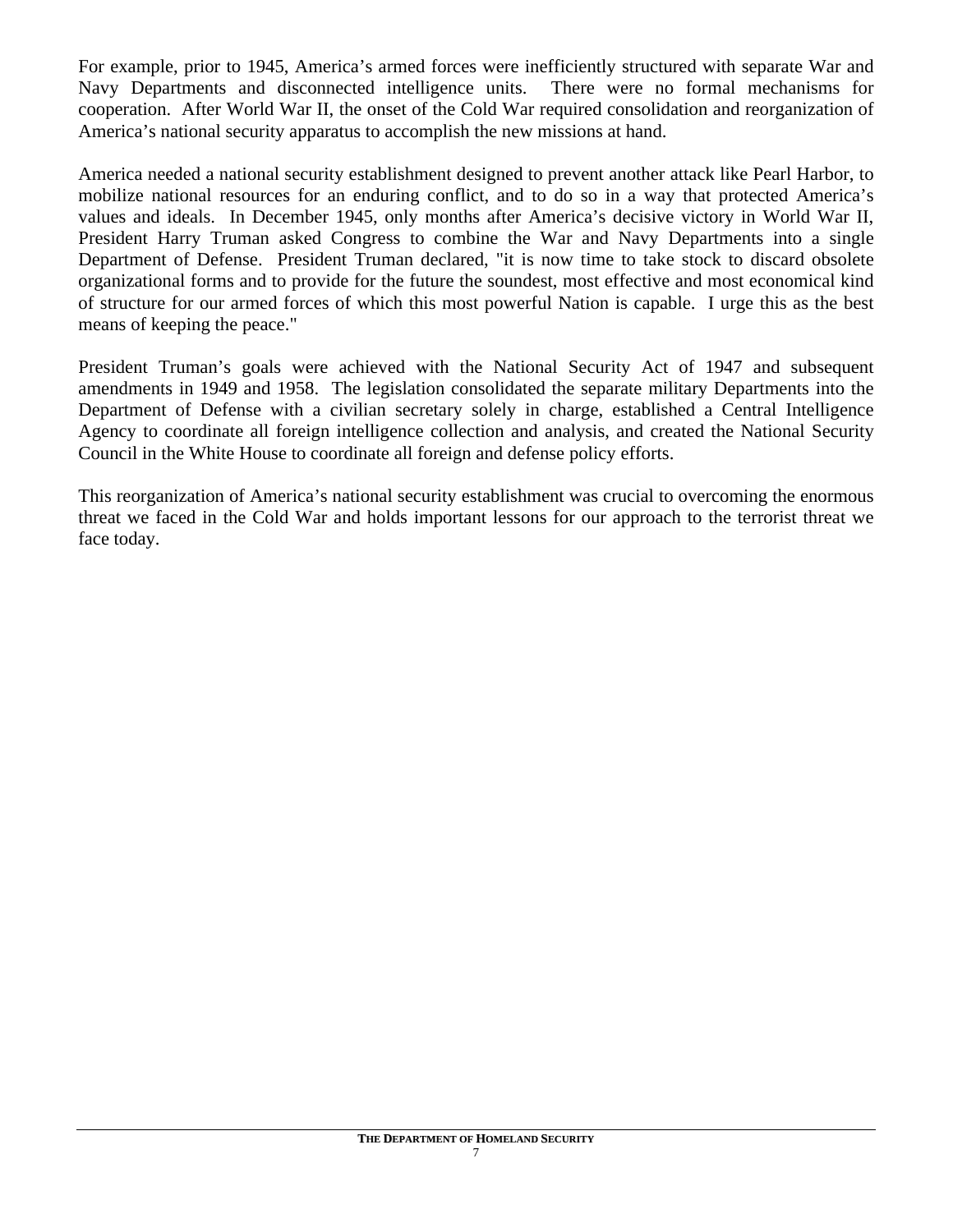For example, prior to 1945, America's armed forces were inefficiently structured with separate War and Navy Departments and disconnected intelligence units. There were no formal mechanisms for cooperation. After World War II, the onset of the Cold War required consolidation and reorganization of America's national security apparatus to accomplish the new missions at hand.

America needed a national security establishment designed to prevent another attack like Pearl Harbor, to mobilize national resources for an enduring conflict, and to do so in a way that protected America's values and ideals. In December 1945, only months after America's decisive victory in World War II, President Harry Truman asked Congress to combine the War and Navy Departments into a single Department of Defense. President Truman declared, "it is now time to take stock to discard obsolete organizational forms and to provide for the future the soundest, most effective and most economical kind of structure for our armed forces of which this most powerful Nation is capable. I urge this as the best means of keeping the peace."

President Truman's goals were achieved with the National Security Act of 1947 and subsequent amendments in 1949 and 1958. The legislation consolidated the separate military Departments into the Department of Defense with a civilian secretary solely in charge, established a Central Intelligence Agency to coordinate all foreign intelligence collection and analysis, and created the National Security Council in the White House to coordinate all foreign and defense policy efforts.

This reorganization of America's national security establishment was crucial to overcoming the enormous threat we faced in the Cold War and holds important lessons for our approach to the terrorist threat we face today.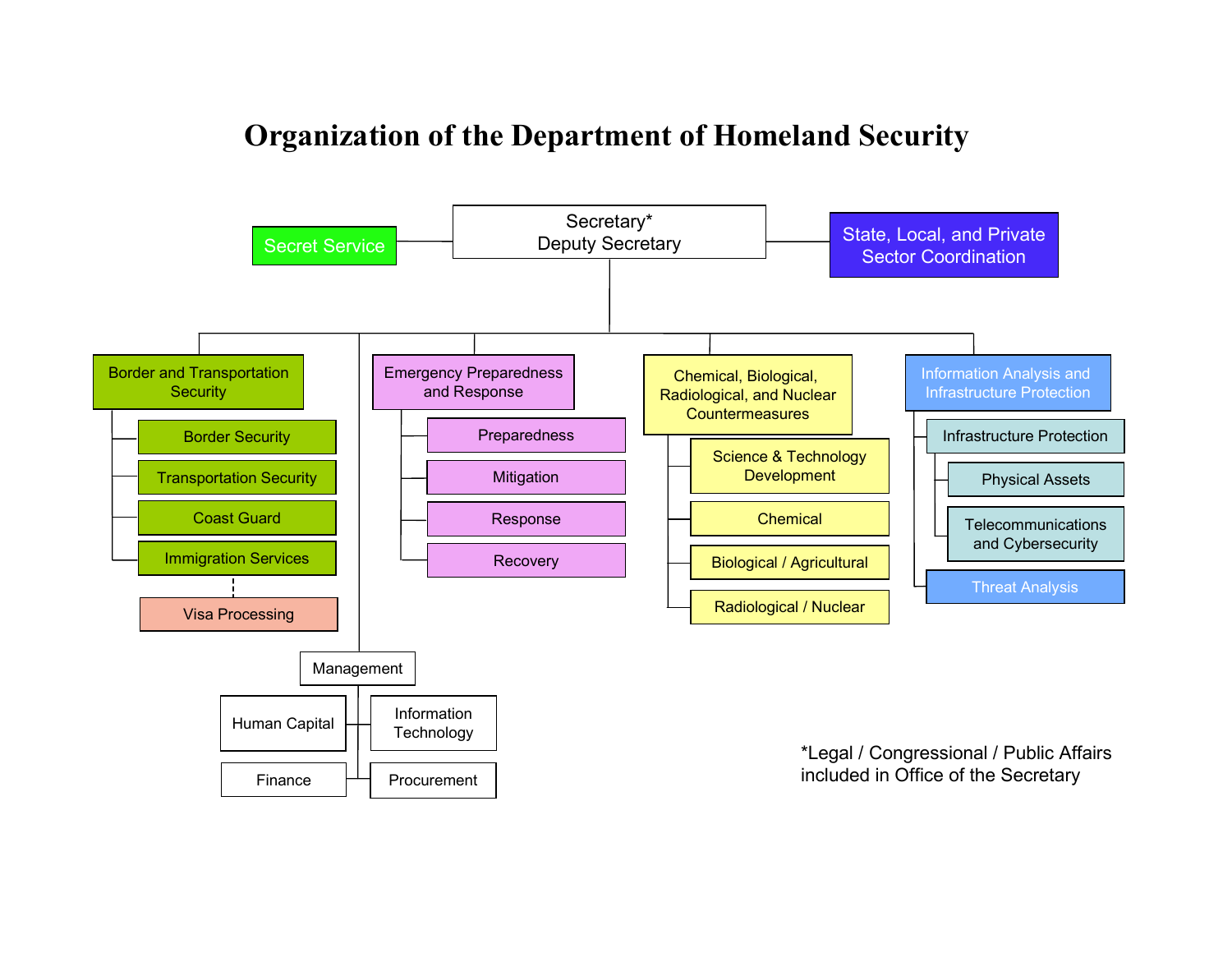# Organization of the Department of Homeland Security

- Secretary*
  Deputy Secretary
  - Secret Service
  - State, Local, and Private Sector Coordination
  - Border and Transportation Security
    - Border Security
    - Transportation Security
    - Coast Guard
    - Immigration Services
      - Visa Processing
  - Emergency Preparedness and Response
    - Preparedness
    - Mitigation
    - Response
    - Recovery
  - Chemical, Biological, Radiological, and Nuclear Countermeasures
    - Science & Technology Development
    - Chemical
    - Biological / Agricultural
    - Radiological / Nuclear
  - Information Analysis and Infrastructure Protection
    - Infrastructure Protection
      - Physical Assets
      - Telecommunications and Cybersecurity
    - Threat Analysis
  - Management
    - Human Capital
    - Information Technology
    - Finance
    - Procurement

*Legal / Congressional / Public Affairs included in Office of the Secretary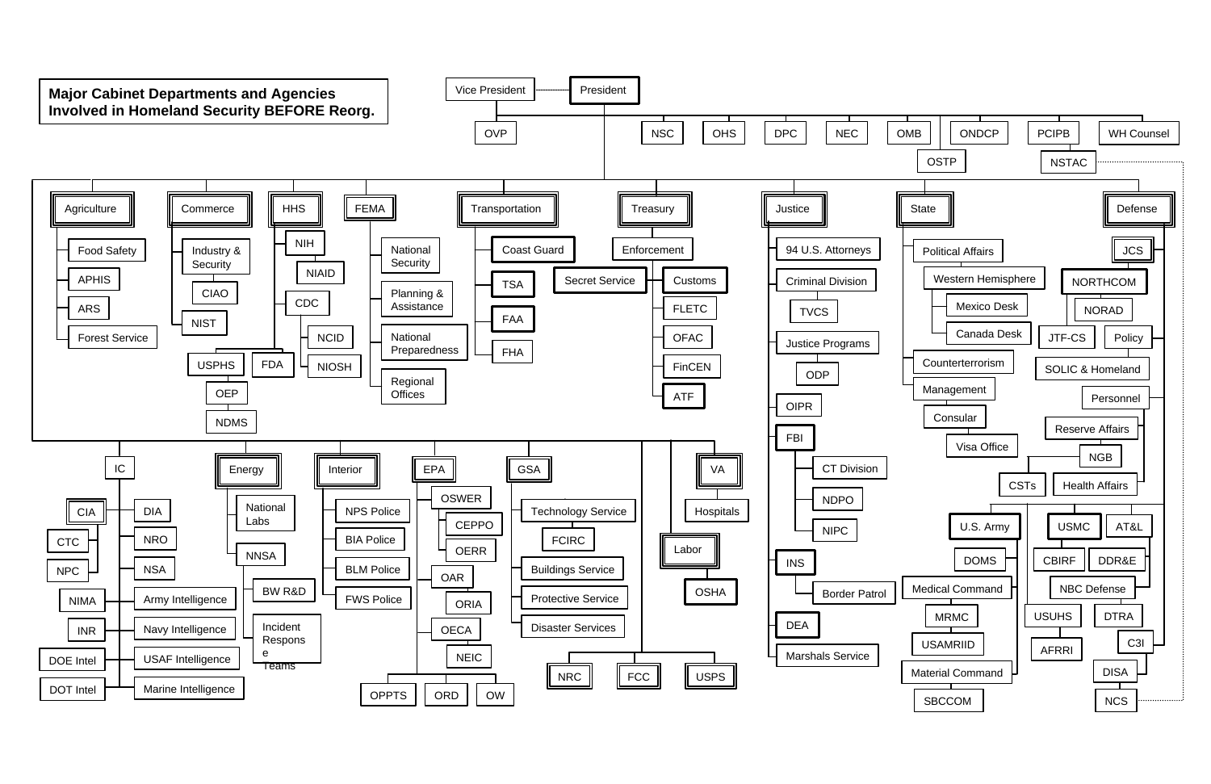**Major Cabinet Departments and Agencies Involved in Homeland Security BEFORE Reorg.**

- Vice President
  - OVP
- President
  - NSC
  - OHS
  - DPC
  - NEC
  - OMB
  - OSTP
  - ONDCP
  - PCIPB
    - NSTAC
  - WH Counsel

- Agriculture
  - Food Safety
  - APHIS
  - ARS
  - Forest Service
- Commerce
  - Industry & Security
    - CIAO
  - NIST
- HHS
  - NIH
    - NIAID
  - CDC
    - NCID
    - NIOSH
  - USPHS
    - OEP
      - NDMS
  - FDA
- FEMA
  - National Security
  - Planning & Assistance
  - National Preparedness
  - Regional Offices
- Transportation
  - Coast Guard
  - TSA
  - FAA
  - FHA
- Treasury
  - Enforcement
    - Secret Service
    - Customs
    - FLETC
    - OFAC
    - FinCEN
    - ATF
- Justice
  - 94 U.S. Attorneys
  - Criminal Division
    - TVCS
  - Justice Programs
    - ODP
  - OIPR
  - FBI
    - CT Division
    - NDPO
    - NIPC
  - INS
    - Border Patrol
  - DEA
  - Marshals Service
- State
  - Political Affairs
    - Western Hemisphere
      - Mexico Desk
      - Canada Desk
  - Counterterrorism
  - Management
    - Consular
      - Visa Office
- Defense
  - JCS
    - NORTHCOM
      - NORAD
      - JTF-CS
  - Policy
    - SOLIC & Homeland
  - Personnel
    - Reserve Affairs
      - NGB
        - CSTs
    - Health Affairs
  - U.S. Army
    - DOMS
    - Medical Command
      - MRMC
      - USAMRIID
    - Material Command
      - SBCCOM
  - USMC
    - CBIRF
  - AT&L
    - DDR&E
    - NBC Defense
      - USUHS
        - AFRRI
      - DTRA
    - C3I
      - DISA
      - NCS

- IC
  - CIA
    - CTC
    - NPC
  - NIMA
  - INR
  - DOE Intel
  - DOT Intel
  - DIA
  - NRO
  - NSA
  - Army Intelligence
  - Navy Intelligence
  - USAF Intelligence
  - Marine Intelligence
- Energy
  - National Labs
  - NNSA
    - BW R&D
    - Incident Response Teams
- Interior
  - NPS Police
  - BIA Police
  - BLM Police
  - FWS Police
- EPA
  - OSWER
    - CEPPO
    - OERR
  - OAR
    - ORIA
  - OECA
    - NEIC
  - OPPTS
  - ORD
  - OW
- GSA
  - Technology Service
    - FCIRC
  - Buildings Service
  - Protective Service
  - Disaster Services
- Labor
  - OSHA
- VA
  - Hospitals
- NRC
- FCC
- USPS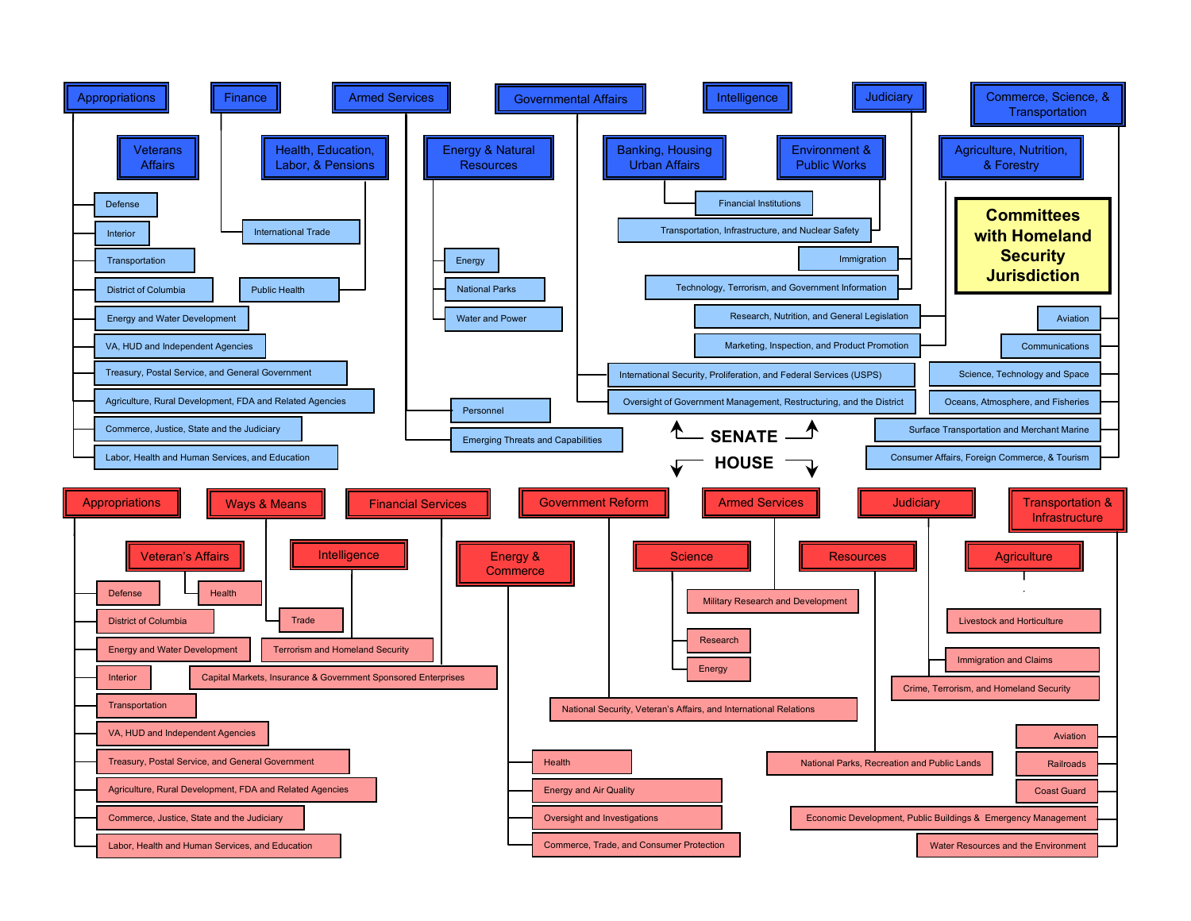# Committees with Homeland Security Jurisdiction

## SENATE

### Appropriations
- Defense
- Interior
- Transportation
- District of Columbia
- Energy and Water Development
- VA, HUD and Independent Agencies
- Treasury, Postal Service, and General Government
- Agriculture, Rural Development, FDA and Related Agencies
- Commerce, Justice, State and the Judiciary
- Labor, Health and Human Services, and Education

### Veterans Affairs

### Finance
- International Trade

### Health, Education, Labor, & Pensions
- Public Health

### Armed Services
- Personnel
- Emerging Threats and Capabilities

### Energy & Natural Resources
- Energy
- National Parks
- Water and Power

### Governmental Affairs
- International Security, Proliferation, and Federal Services (USPS)
- Oversight of Government Management, Restructuring, and the District

### Banking, Housing Urban Affairs
- Financial Institutions

### Environment & Public Works
- Transportation, Infrastructure, and Nuclear Safety

### Intelligence

### Judiciary
- Immigration
- Technology, Terrorism, and Government Information

### Agriculture, Nutrition, & Forestry
- Research, Nutrition, and General Legislation
- Marketing, Inspection, and Product Promotion

### Commerce, Science, & Transportation
- Aviation
- Communications
- Science, Technology and Space
- Oceans, Atmosphere, and Fisheries
- Surface Transportation and Merchant Marine
- Consumer Affairs, Foreign Commerce, & Tourism

## HOUSE

### Appropriations
- Defense
- District of Columbia
- Energy and Water Development
- Interior
- Transportation
- VA, HUD and Independent Agencies
- Treasury, Postal Service, and General Government
- Agriculture, Rural Development, FDA and Related Agencies
- Commerce, Justice, State and the Judiciary
- Labor, Health and Human Services, and Education

### Veteran's Affairs
- Health

### Ways & Means
- Trade

### Intelligence
- Terrorism and Homeland Security

### Financial Services
- Capital Markets, Insurance & Government Sponsored Enterprises

### Energy & Commerce
- Health
- Energy and Air Quality
- Oversight and Investigations
- Commerce, Trade, and Consumer Protection

### Government Reform
- National Security, Veteran's Affairs, and International Relations

### Science
- Research
- Energy

### Armed Services
- Military Research and Development

### Resources
- National Parks, Recreation and Public Lands

### Judiciary
- Immigration and Claims
- Crime, Terrorism, and Homeland Security

### Agriculture
- Livestock and Horticulture

### Transportation & Infrastructure
- Aviation
- Railroads
- Coast Guard
- Economic Development, Public Buildings & Emergency Management
- Water Resources and the Environment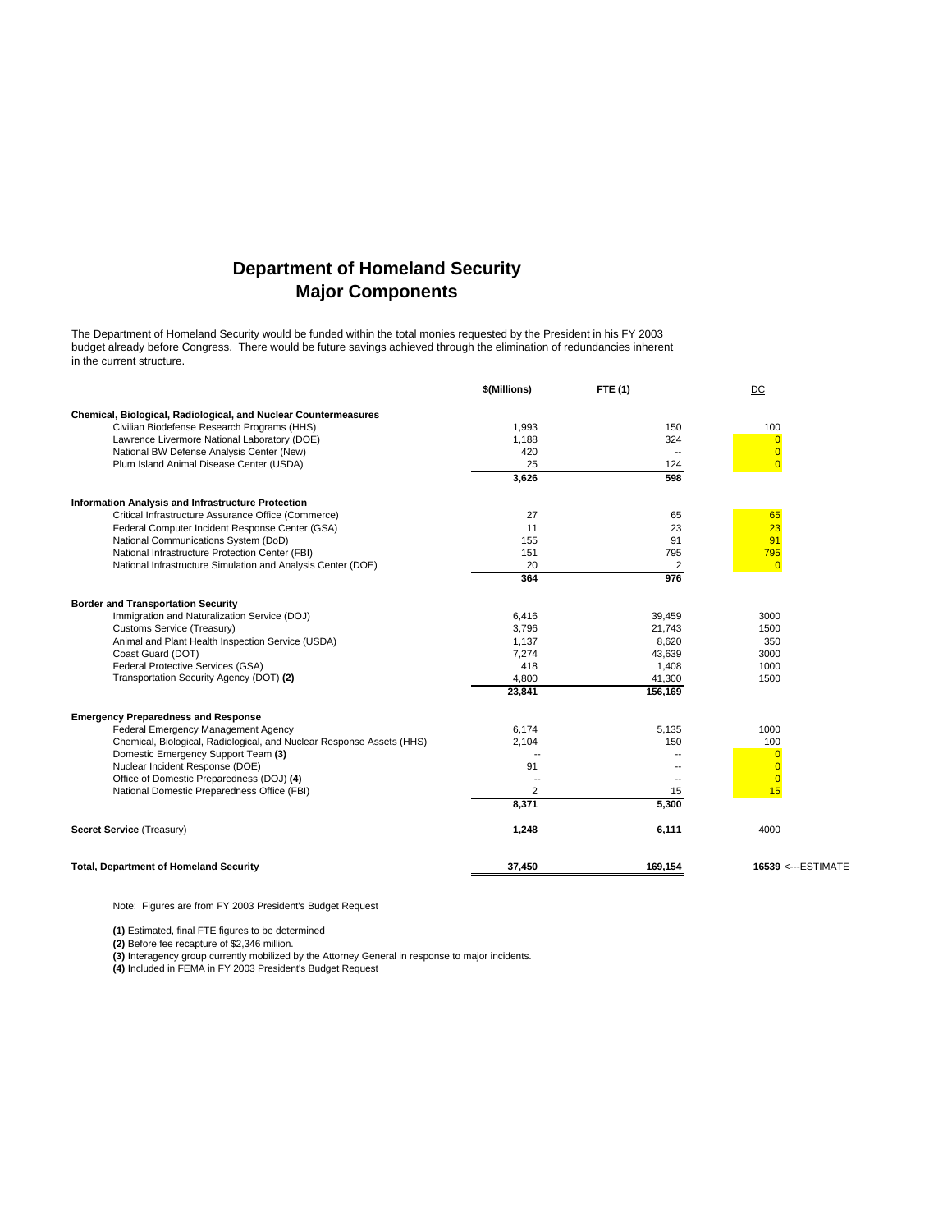# Department of Homeland Security
# Major Components

The Department of Homeland Security would be funded within the total monies requested by the President in his FY 2003 budget already before Congress. There would be future savings achieved through the elimination of redundancies inherent in the current structure.

| | $(Millions) | FTE (1) | DC |
|---|---|---|---|
| **Chemical, Biological, Radiological, and Nuclear Countermeasures** | | | |
| Civilian Biodefense Research Programs (HHS) | 1,993 | 150 | 100 |
| Lawrence Livermore National Laboratory (DOE) | 1,188 | 324 | 0 |
| National BW Defense Analysis Center (New) | 420 | -- | 0 |
| Plum Island Animal Disease Center (USDA) | 25 | 124 | 0 |
| | **3,626** | **598** | |
| **Information Analysis and Infrastructure Protection** | | | |
| Critical Infrastructure Assurance Office (Commerce) | 27 | 65 | 65 |
| Federal Computer Incident Response Center (GSA) | 11 | 23 | 23 |
| National Communications System (DoD) | 155 | 91 | 91 |
| National Infrastructure Protection Center (FBI) | 151 | 795 | 795 |
| National Infrastructure Simulation and Analysis Center (DOE) | 20 | 2 | 0 |
| | **364** | **976** | |
| **Border and Transportation Security** | | | |
| Immigration and Naturalization Service (DOJ) | 6,416 | 39,459 | 3000 |
| Customs Service (Treasury) | 3,796 | 21,743 | 1500 |
| Animal and Plant Health Inspection Service (USDA) | 1,137 | 8,620 | 350 |
| Coast Guard (DOT) | 7,274 | 43,639 | 3000 |
| Federal Protective Services (GSA) | 418 | 1,408 | 1000 |
| Transportation Security Agency (DOT) **(2)** | 4,800 | 41,300 | 1500 |
| | **23,841** | **156,169** | |
| **Emergency Preparedness and Response** | | | |
| Federal Emergency Management Agency | 6,174 | 5,135 | 1000 |
| Chemical, Biological, Radiological, and Nuclear Response Assets (HHS) | 2,104 | 150 | 100 |
| Domestic Emergency Support Team **(3)** | -- | -- | 0 |
| Nuclear Incident Response (DOE) | 91 | -- | 0 |
| Office of Domestic Preparedness (DOJ) **(4)** | -- | -- | 0 |
| National Domestic Preparedness Office (FBI) | 2 | 15 | 15 |
| | **8,371** | **5,300** | |
| **Secret Service** (Treasury) | **1,248** | **6,111** | 4000 |
| **Total, Department of Homeland Security** | **37,450** | **169,154** | **16539** <---ESTIMATE |

Note: Figures are from FY 2003 President's Budget Request

**(1)** Estimated, final FTE figures to be determined

**(2)** Before fee recapture of $2,346 million.

**(3)** Interagency group currently mobilized by the Attorney General in response to major incidents.

**(4)** Included in FEMA in FY 2003 President's Budget Request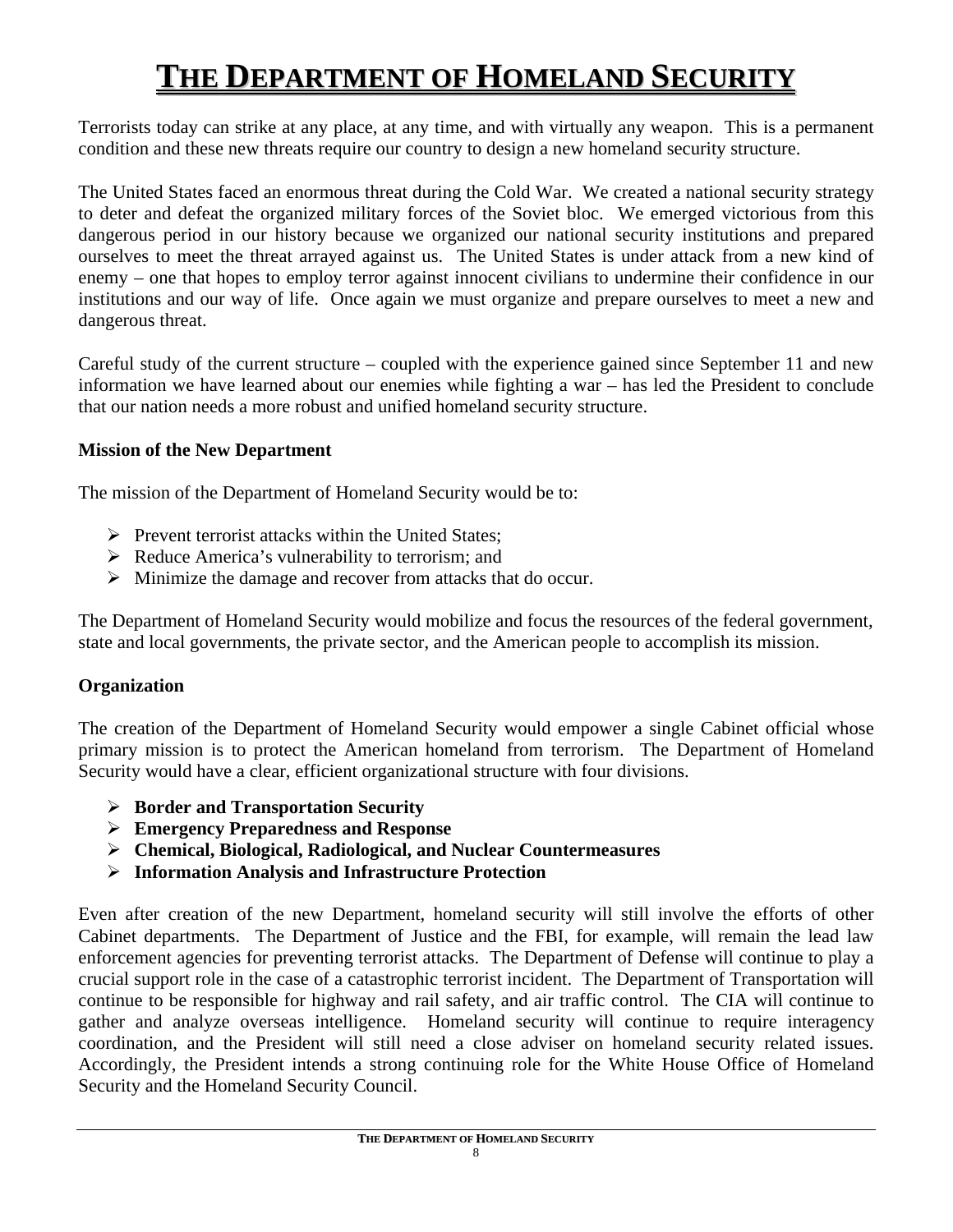# THE DEPARTMENT OF HOMELAND SECURITY

Terrorists today can strike at any place, at any time, and with virtually any weapon. This is a permanent condition and these new threats require our country to design a new homeland security structure.

The United States faced an enormous threat during the Cold War. We created a national security strategy to deter and defeat the organized military forces of the Soviet bloc. We emerged victorious from this dangerous period in our history because we organized our national security institutions and prepared ourselves to meet the threat arrayed against us. The United States is under attack from a new kind of enemy – one that hopes to employ terror against innocent civilians to undermine their confidence in our institutions and our way of life. Once again we must organize and prepare ourselves to meet a new and dangerous threat.

Careful study of the current structure – coupled with the experience gained since September 11 and new information we have learned about our enemies while fighting a war – has led the President to conclude that our nation needs a more robust and unified homeland security structure.

**Mission of the New Department**

The mission of the Department of Homeland Security would be to:

- Prevent terrorist attacks within the United States;
- Reduce America's vulnerability to terrorism; and
- Minimize the damage and recover from attacks that do occur.

The Department of Homeland Security would mobilize and focus the resources of the federal government, state and local governments, the private sector, and the American people to accomplish its mission.

**Organization**

The creation of the Department of Homeland Security would empower a single Cabinet official whose primary mission is to protect the American homeland from terrorism. The Department of Homeland Security would have a clear, efficient organizational structure with four divisions.

- **Border and Transportation Security**
- **Emergency Preparedness and Response**
- **Chemical, Biological, Radiological, and Nuclear Countermeasures**
- **Information Analysis and Infrastructure Protection**

Even after creation of the new Department, homeland security will still involve the efforts of other Cabinet departments. The Department of Justice and the FBI, for example, will remain the lead law enforcement agencies for preventing terrorist attacks. The Department of Defense will continue to play a crucial support role in the case of a catastrophic terrorist incident. The Department of Transportation will continue to be responsible for highway and rail safety, and air traffic control. The CIA will continue to gather and analyze overseas intelligence. Homeland security will continue to require interagency coordination, and the President will still need a close adviser on homeland security related issues. Accordingly, the President intends a strong continuing role for the White House Office of Homeland Security and the Homeland Security Council.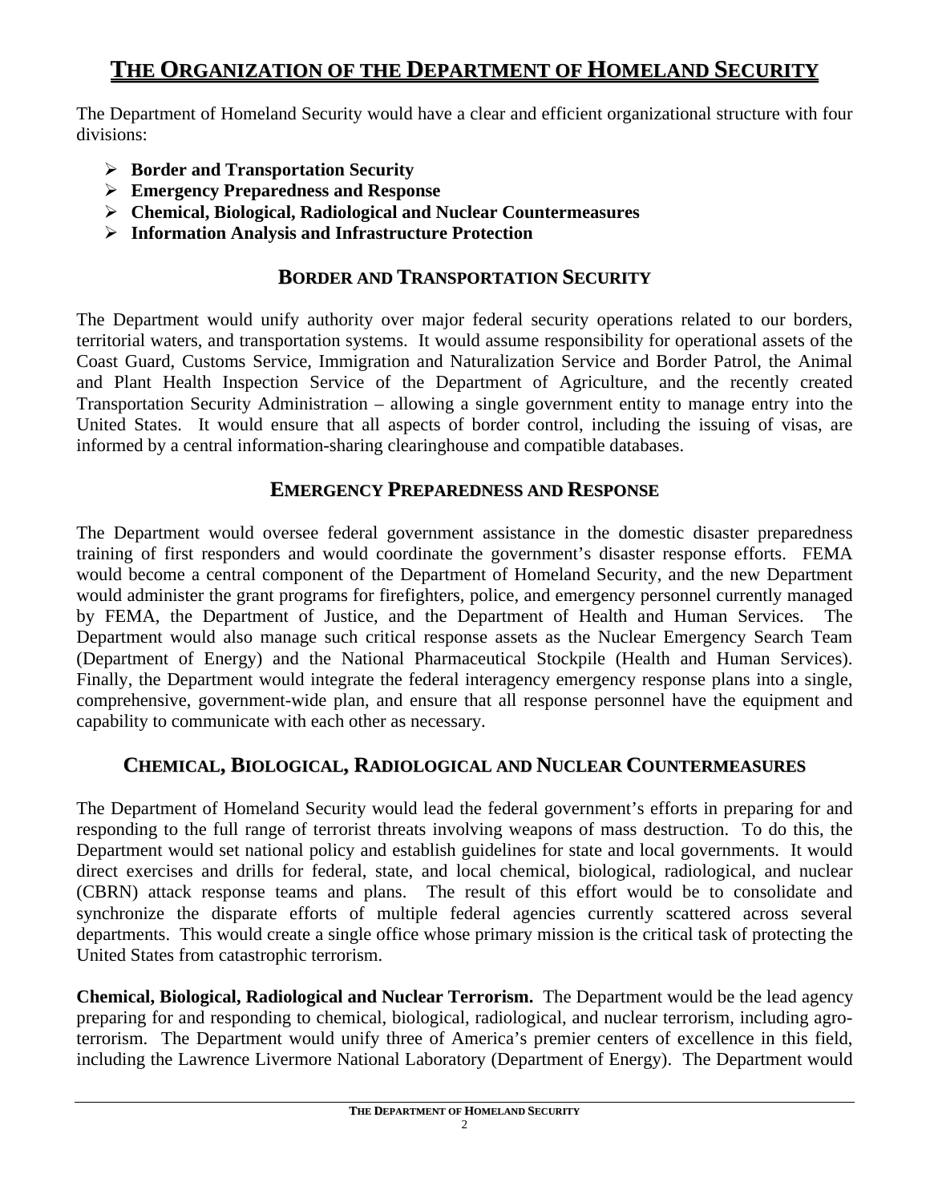# THE ORGANIZATION OF THE DEPARTMENT OF HOMELAND SECURITY

The Department of Homeland Security would have a clear and efficient organizational structure with four divisions:

- **Border and Transportation Security**
- **Emergency Preparedness and Response**
- **Chemical, Biological, Radiological and Nuclear Countermeasures**
- **Information Analysis and Infrastructure Protection**

## BORDER AND TRANSPORTATION SECURITY

The Department would unify authority over major federal security operations related to our borders, territorial waters, and transportation systems. It would assume responsibility for operational assets of the Coast Guard, Customs Service, Immigration and Naturalization Service and Border Patrol, the Animal and Plant Health Inspection Service of the Department of Agriculture, and the recently created Transportation Security Administration – allowing a single government entity to manage entry into the United States. It would ensure that all aspects of border control, including the issuing of visas, are informed by a central information-sharing clearinghouse and compatible databases.

## EMERGENCY PREPAREDNESS AND RESPONSE

The Department would oversee federal government assistance in the domestic disaster preparedness training of first responders and would coordinate the government's disaster response efforts. FEMA would become a central component of the Department of Homeland Security, and the new Department would administer the grant programs for firefighters, police, and emergency personnel currently managed by FEMA, the Department of Justice, and the Department of Health and Human Services. The Department would also manage such critical response assets as the Nuclear Emergency Search Team (Department of Energy) and the National Pharmaceutical Stockpile (Health and Human Services). Finally, the Department would integrate the federal interagency emergency response plans into a single, comprehensive, government-wide plan, and ensure that all response personnel have the equipment and capability to communicate with each other as necessary.

## CHEMICAL, BIOLOGICAL, RADIOLOGICAL AND NUCLEAR COUNTERMEASURES

The Department of Homeland Security would lead the federal government's efforts in preparing for and responding to the full range of terrorist threats involving weapons of mass destruction. To do this, the Department would set national policy and establish guidelines for state and local governments. It would direct exercises and drills for federal, state, and local chemical, biological, radiological, and nuclear (CBRN) attack response teams and plans. The result of this effort would be to consolidate and synchronize the disparate efforts of multiple federal agencies currently scattered across several departments. This would create a single office whose primary mission is the critical task of protecting the United States from catastrophic terrorism.

**Chemical, Biological, Radiological and Nuclear Terrorism.** The Department would be the lead agency preparing for and responding to chemical, biological, radiological, and nuclear terrorism, including agro-terrorism. The Department would unify three of America's premier centers of excellence in this field, including the Lawrence Livermore National Laboratory (Department of Energy). The Department would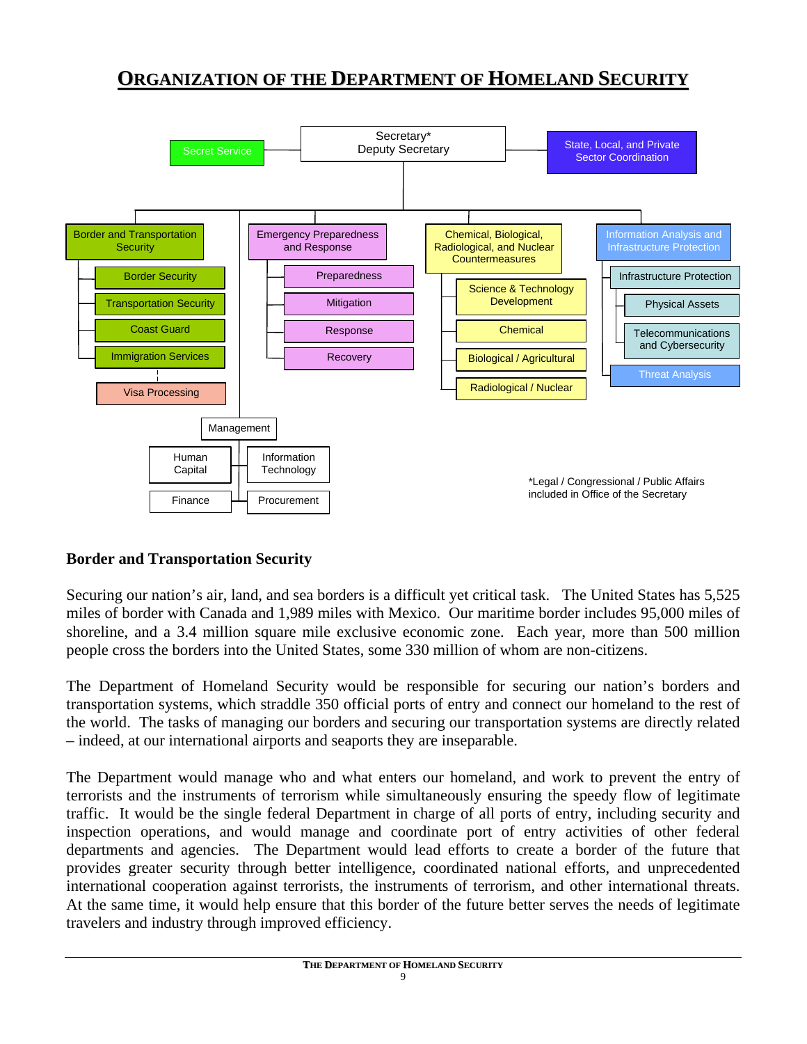# ORGANIZATION OF THE DEPARTMENT OF HOMELAND SECURITY

- Secretary* / Deputy Secretary
  - Secret Service
  - State, Local, and Private Sector Coordination
  - Border and Transportation Security
    - Border Security
    - Transportation Security
    - Coast Guard
    - Immigration Services
      - Visa Processing
  - Emergency Preparedness and Response
    - Preparedness
    - Mitigation
    - Response
    - Recovery
  - Chemical, Biological, Radiological, and Nuclear Countermeasures
    - Science & Technology Development
    - Chemical
    - Biological / Agricultural
    - Radiological / Nuclear
  - Information Analysis and Infrastructure Protection
    - Infrastructure Protection
      - Physical Assets
      - Telecommunications and Cybersecurity
    - Threat Analysis
  - Management
    - Human Capital
    - Information Technology
    - Finance
    - Procurement

*Legal / Congressional / Public Affairs included in Office of the Secretary

### Border and Transportation Security

Securing our nation's air, land, and sea borders is a difficult yet critical task. The United States has 5,525 miles of border with Canada and 1,989 miles with Mexico. Our maritime border includes 95,000 miles of shoreline, and a 3.4 million square mile exclusive economic zone. Each year, more than 500 million people cross the borders into the United States, some 330 million of whom are non-citizens.

The Department of Homeland Security would be responsible for securing our nation's borders and transportation systems, which straddle 350 official ports of entry and connect our homeland to the rest of the world. The tasks of managing our borders and securing our transportation systems are directly related – indeed, at our international airports and seaports they are inseparable.

The Department would manage who and what enters our homeland, and work to prevent the entry of terrorists and the instruments of terrorism while simultaneously ensuring the speedy flow of legitimate traffic. It would be the single federal Department in charge of all ports of entry, including security and inspection operations, and would manage and coordinate port of entry activities of other federal departments and agencies. The Department would lead efforts to create a border of the future that provides greater security through better intelligence, coordinated national efforts, and unprecedented international cooperation against terrorists, the instruments of terrorism, and other international threats. At the same time, it would help ensure that this border of the future better serves the needs of legitimate travelers and industry through improved efficiency.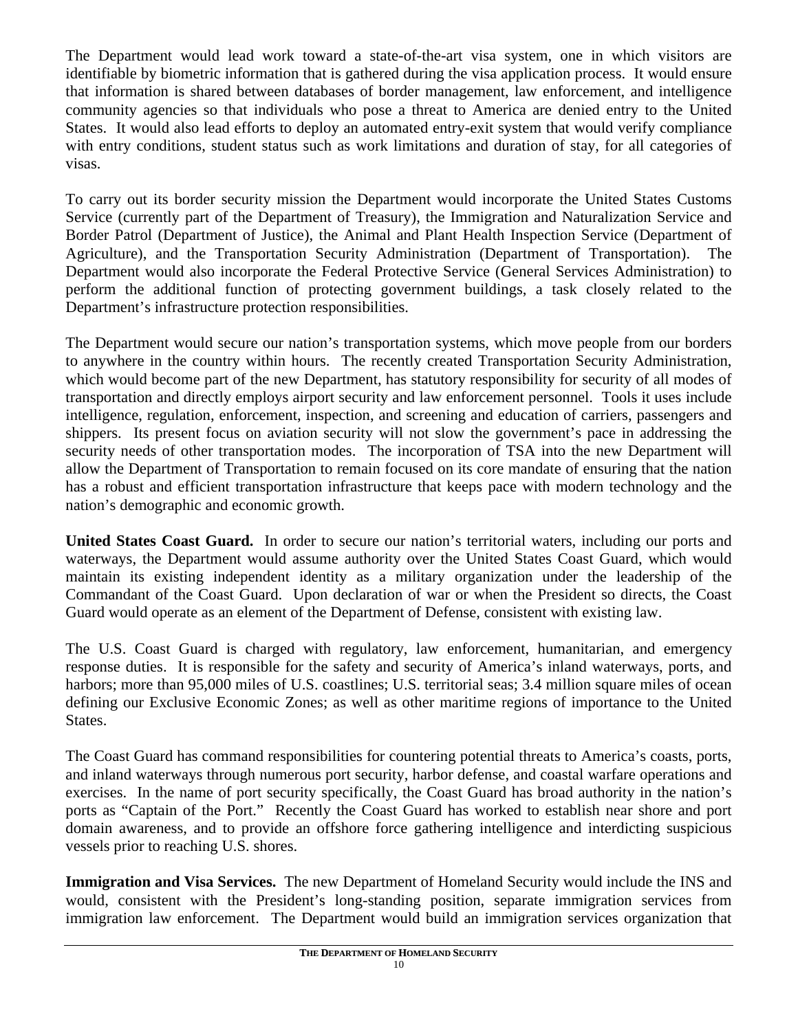The Department would lead work toward a state-of-the-art visa system, one in which visitors are identifiable by biometric information that is gathered during the visa application process. It would ensure that information is shared between databases of border management, law enforcement, and intelligence community agencies so that individuals who pose a threat to America are denied entry to the United States. It would also lead efforts to deploy an automated entry-exit system that would verify compliance with entry conditions, student status such as work limitations and duration of stay, for all categories of visas.

To carry out its border security mission the Department would incorporate the United States Customs Service (currently part of the Department of Treasury), the Immigration and Naturalization Service and Border Patrol (Department of Justice), the Animal and Plant Health Inspection Service (Department of Agriculture), and the Transportation Security Administration (Department of Transportation). The Department would also incorporate the Federal Protective Service (General Services Administration) to perform the additional function of protecting government buildings, a task closely related to the Department's infrastructure protection responsibilities.

The Department would secure our nation's transportation systems, which move people from our borders to anywhere in the country within hours. The recently created Transportation Security Administration, which would become part of the new Department, has statutory responsibility for security of all modes of transportation and directly employs airport security and law enforcement personnel. Tools it uses include intelligence, regulation, enforcement, inspection, and screening and education of carriers, passengers and shippers. Its present focus on aviation security will not slow the government's pace in addressing the security needs of other transportation modes. The incorporation of TSA into the new Department will allow the Department of Transportation to remain focused on its core mandate of ensuring that the nation has a robust and efficient transportation infrastructure that keeps pace with modern technology and the nation's demographic and economic growth.

**United States Coast Guard.** In order to secure our nation's territorial waters, including our ports and waterways, the Department would assume authority over the United States Coast Guard, which would maintain its existing independent identity as a military organization under the leadership of the Commandant of the Coast Guard. Upon declaration of war or when the President so directs, the Coast Guard would operate as an element of the Department of Defense, consistent with existing law.

The U.S. Coast Guard is charged with regulatory, law enforcement, humanitarian, and emergency response duties. It is responsible for the safety and security of America's inland waterways, ports, and harbors; more than 95,000 miles of U.S. coastlines; U.S. territorial seas; 3.4 million square miles of ocean defining our Exclusive Economic Zones; as well as other maritime regions of importance to the United States.

The Coast Guard has command responsibilities for countering potential threats to America's coasts, ports, and inland waterways through numerous port security, harbor defense, and coastal warfare operations and exercises. In the name of port security specifically, the Coast Guard has broad authority in the nation's ports as "Captain of the Port." Recently the Coast Guard has worked to establish near shore and port domain awareness, and to provide an offshore force gathering intelligence and interdicting suspicious vessels prior to reaching U.S. shores.

**Immigration and Visa Services.** The new Department of Homeland Security would include the INS and would, consistent with the President's long-standing position, separate immigration services from immigration law enforcement. The Department would build an immigration services organization that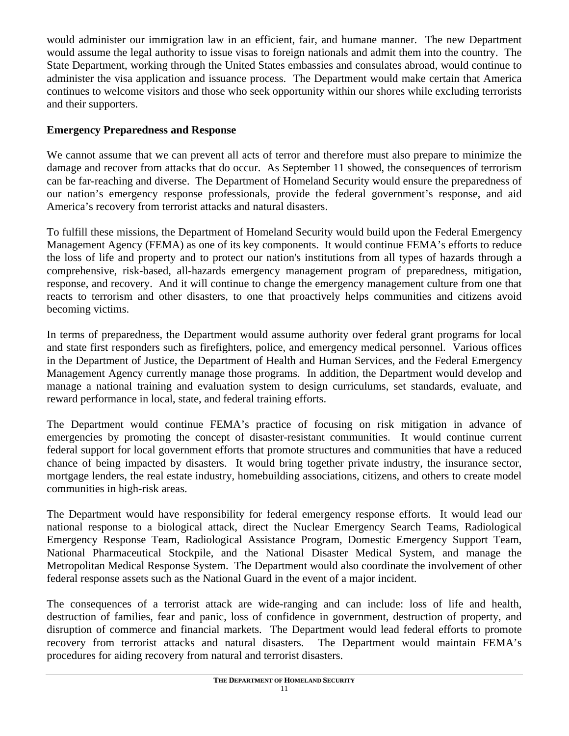would administer our immigration law in an efficient, fair, and humane manner. The new Department would assume the legal authority to issue visas to foreign nationals and admit them into the country. The State Department, working through the United States embassies and consulates abroad, would continue to administer the visa application and issuance process. The Department would make certain that America continues to welcome visitors and those who seek opportunity within our shores while excluding terrorists and their supporters.

### Emergency Preparedness and Response

We cannot assume that we can prevent all acts of terror and therefore must also prepare to minimize the damage and recover from attacks that do occur. As September 11 showed, the consequences of terrorism can be far-reaching and diverse. The Department of Homeland Security would ensure the preparedness of our nation's emergency response professionals, provide the federal government's response, and aid America's recovery from terrorist attacks and natural disasters.

To fulfill these missions, the Department of Homeland Security would build upon the Federal Emergency Management Agency (FEMA) as one of its key components. It would continue FEMA's efforts to reduce the loss of life and property and to protect our nation's institutions from all types of hazards through a comprehensive, risk-based, all-hazards emergency management program of preparedness, mitigation, response, and recovery. And it will continue to change the emergency management culture from one that reacts to terrorism and other disasters, to one that proactively helps communities and citizens avoid becoming victims.

In terms of preparedness, the Department would assume authority over federal grant programs for local and state first responders such as firefighters, police, and emergency medical personnel. Various offices in the Department of Justice, the Department of Health and Human Services, and the Federal Emergency Management Agency currently manage those programs. In addition, the Department would develop and manage a national training and evaluation system to design curriculums, set standards, evaluate, and reward performance in local, state, and federal training efforts.

The Department would continue FEMA's practice of focusing on risk mitigation in advance of emergencies by promoting the concept of disaster-resistant communities. It would continue current federal support for local government efforts that promote structures and communities that have a reduced chance of being impacted by disasters. It would bring together private industry, the insurance sector, mortgage lenders, the real estate industry, homebuilding associations, citizens, and others to create model communities in high-risk areas.

The Department would have responsibility for federal emergency response efforts. It would lead our national response to a biological attack, direct the Nuclear Emergency Search Teams, Radiological Emergency Response Team, Radiological Assistance Program, Domestic Emergency Support Team, National Pharmaceutical Stockpile, and the National Disaster Medical System, and manage the Metropolitan Medical Response System. The Department would also coordinate the involvement of other federal response assets such as the National Guard in the event of a major incident.

The consequences of a terrorist attack are wide-ranging and can include: loss of life and health, destruction of families, fear and panic, loss of confidence in government, destruction of property, and disruption of commerce and financial markets. The Department would lead federal efforts to promote recovery from terrorist attacks and natural disasters. The Department would maintain FEMA's procedures for aiding recovery from natural and terrorist disasters.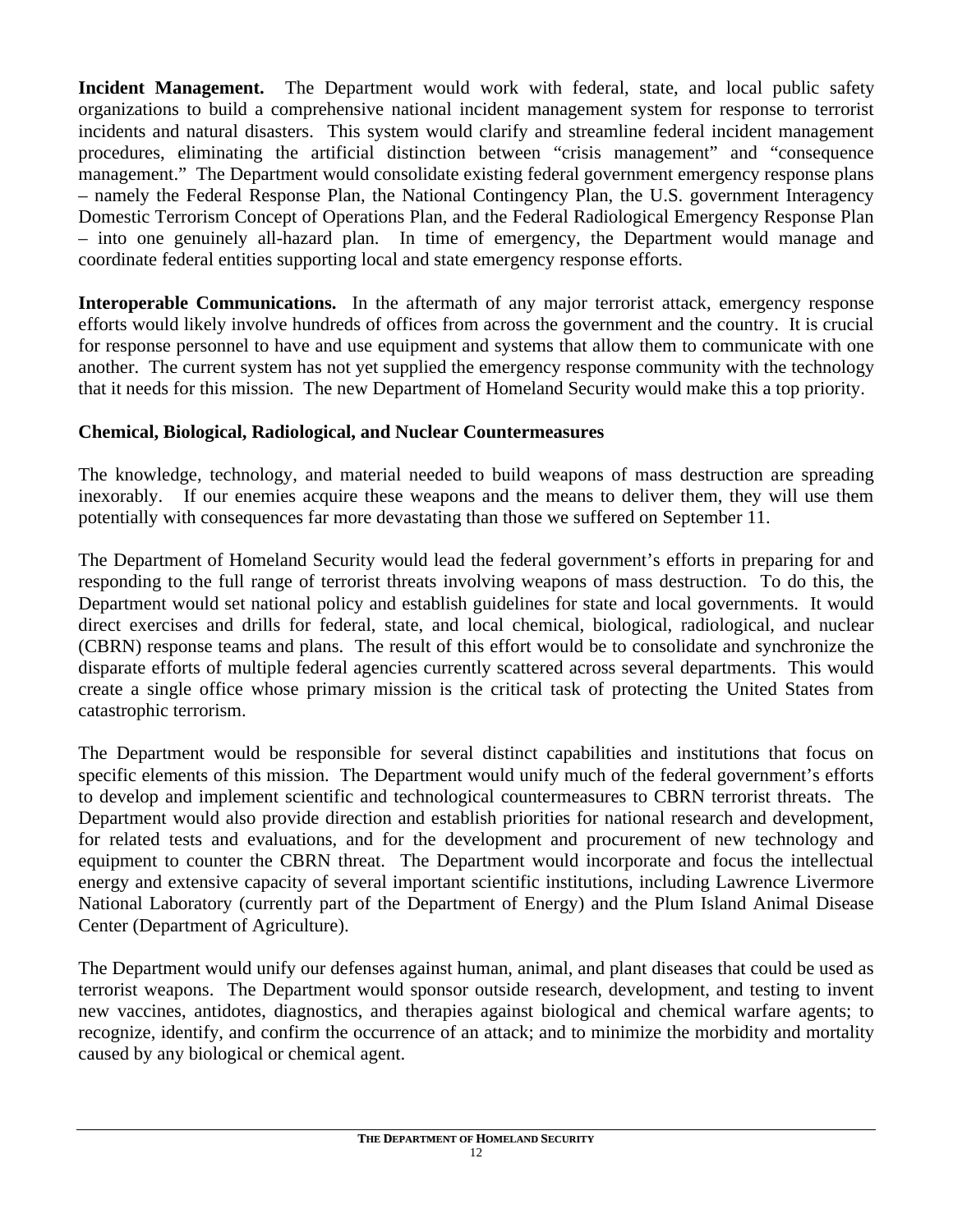**Incident Management.** The Department would work with federal, state, and local public safety organizations to build a comprehensive national incident management system for response to terrorist incidents and natural disasters. This system would clarify and streamline federal incident management procedures, eliminating the artificial distinction between "crisis management" and "consequence management." The Department would consolidate existing federal government emergency response plans – namely the Federal Response Plan, the National Contingency Plan, the U.S. government Interagency Domestic Terrorism Concept of Operations Plan, and the Federal Radiological Emergency Response Plan – into one genuinely all-hazard plan. In time of emergency, the Department would manage and coordinate federal entities supporting local and state emergency response efforts.

**Interoperable Communications.** In the aftermath of any major terrorist attack, emergency response efforts would likely involve hundreds of offices from across the government and the country. It is crucial for response personnel to have and use equipment and systems that allow them to communicate with one another. The current system has not yet supplied the emergency response community with the technology that it needs for this mission. The new Department of Homeland Security would make this a top priority.

### Chemical, Biological, Radiological, and Nuclear Countermeasures

The knowledge, technology, and material needed to build weapons of mass destruction are spreading inexorably. If our enemies acquire these weapons and the means to deliver them, they will use them potentially with consequences far more devastating than those we suffered on September 11.

The Department of Homeland Security would lead the federal government's efforts in preparing for and responding to the full range of terrorist threats involving weapons of mass destruction. To do this, the Department would set national policy and establish guidelines for state and local governments. It would direct exercises and drills for federal, state, and local chemical, biological, radiological, and nuclear (CBRN) response teams and plans. The result of this effort would be to consolidate and synchronize the disparate efforts of multiple federal agencies currently scattered across several departments. This would create a single office whose primary mission is the critical task of protecting the United States from catastrophic terrorism.

The Department would be responsible for several distinct capabilities and institutions that focus on specific elements of this mission. The Department would unify much of the federal government's efforts to develop and implement scientific and technological countermeasures to CBRN terrorist threats. The Department would also provide direction and establish priorities for national research and development, for related tests and evaluations, and for the development and procurement of new technology and equipment to counter the CBRN threat. The Department would incorporate and focus the intellectual energy and extensive capacity of several important scientific institutions, including Lawrence Livermore National Laboratory (currently part of the Department of Energy) and the Plum Island Animal Disease Center (Department of Agriculture).

The Department would unify our defenses against human, animal, and plant diseases that could be used as terrorist weapons. The Department would sponsor outside research, development, and testing to invent new vaccines, antidotes, diagnostics, and therapies against biological and chemical warfare agents; to recognize, identify, and confirm the occurrence of an attack; and to minimize the morbidity and mortality caused by any biological or chemical agent.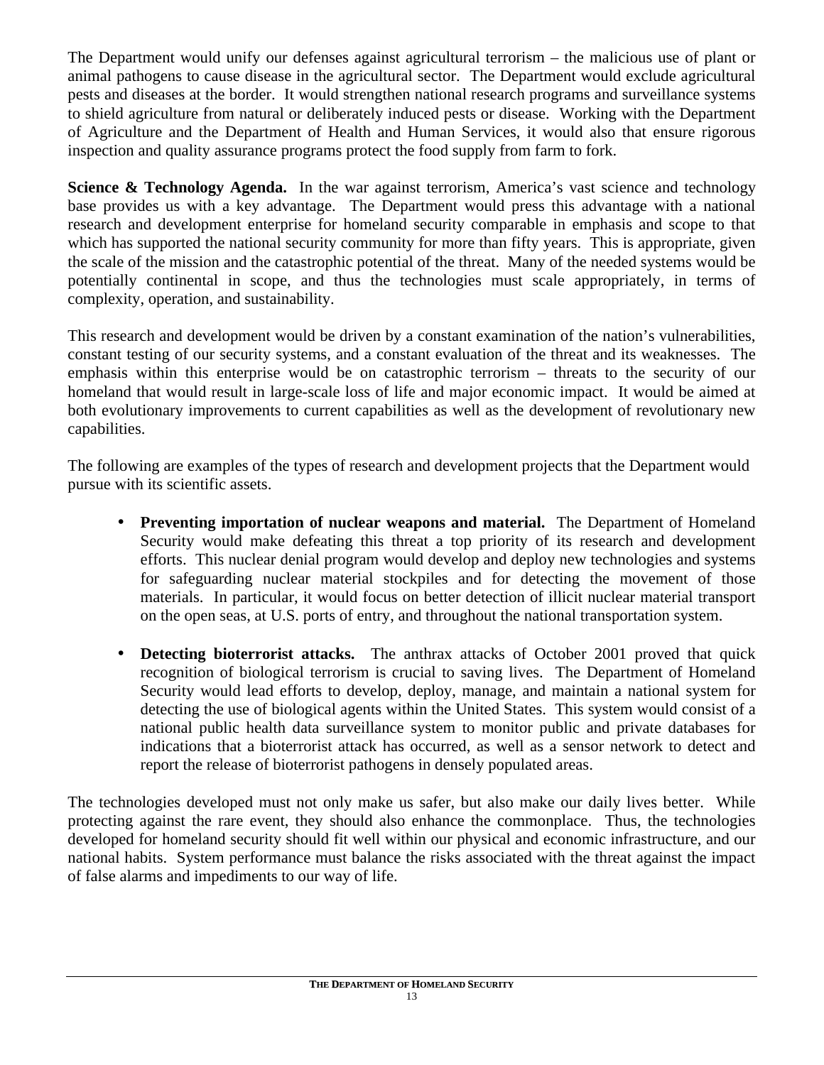The Department would unify our defenses against agricultural terrorism – the malicious use of plant or animal pathogens to cause disease in the agricultural sector. The Department would exclude agricultural pests and diseases at the border. It would strengthen national research programs and surveillance systems to shield agriculture from natural or deliberately induced pests or disease. Working with the Department of Agriculture and the Department of Health and Human Services, it would also that ensure rigorous inspection and quality assurance programs protect the food supply from farm to fork.

**Science & Technology Agenda.** In the war against terrorism, America's vast science and technology base provides us with a key advantage. The Department would press this advantage with a national research and development enterprise for homeland security comparable in emphasis and scope to that which has supported the national security community for more than fifty years. This is appropriate, given the scale of the mission and the catastrophic potential of the threat. Many of the needed systems would be potentially continental in scope, and thus the technologies must scale appropriately, in terms of complexity, operation, and sustainability.

This research and development would be driven by a constant examination of the nation's vulnerabilities, constant testing of our security systems, and a constant evaluation of the threat and its weaknesses. The emphasis within this enterprise would be on catastrophic terrorism – threats to the security of our homeland that would result in large-scale loss of life and major economic impact. It would be aimed at both evolutionary improvements to current capabilities as well as the development of revolutionary new capabilities.

The following are examples of the types of research and development projects that the Department would pursue with its scientific assets.

- **Preventing importation of nuclear weapons and material.** The Department of Homeland Security would make defeating this threat a top priority of its research and development efforts. This nuclear denial program would develop and deploy new technologies and systems for safeguarding nuclear material stockpiles and for detecting the movement of those materials. In particular, it would focus on better detection of illicit nuclear material transport on the open seas, at U.S. ports of entry, and throughout the national transportation system.

- **Detecting bioterrorist attacks.** The anthrax attacks of October 2001 proved that quick recognition of biological terrorism is crucial to saving lives. The Department of Homeland Security would lead efforts to develop, deploy, manage, and maintain a national system for detecting the use of biological agents within the United States. This system would consist of a national public health data surveillance system to monitor public and private databases for indications that a bioterrorist attack has occurred, as well as a sensor network to detect and report the release of bioterrorist pathogens in densely populated areas.

The technologies developed must not only make us safer, but also make our daily lives better. While protecting against the rare event, they should also enhance the commonplace. Thus, the technologies developed for homeland security should fit well within our physical and economic infrastructure, and our national habits. System performance must balance the risks associated with the threat against the impact of false alarms and impediments to our way of life.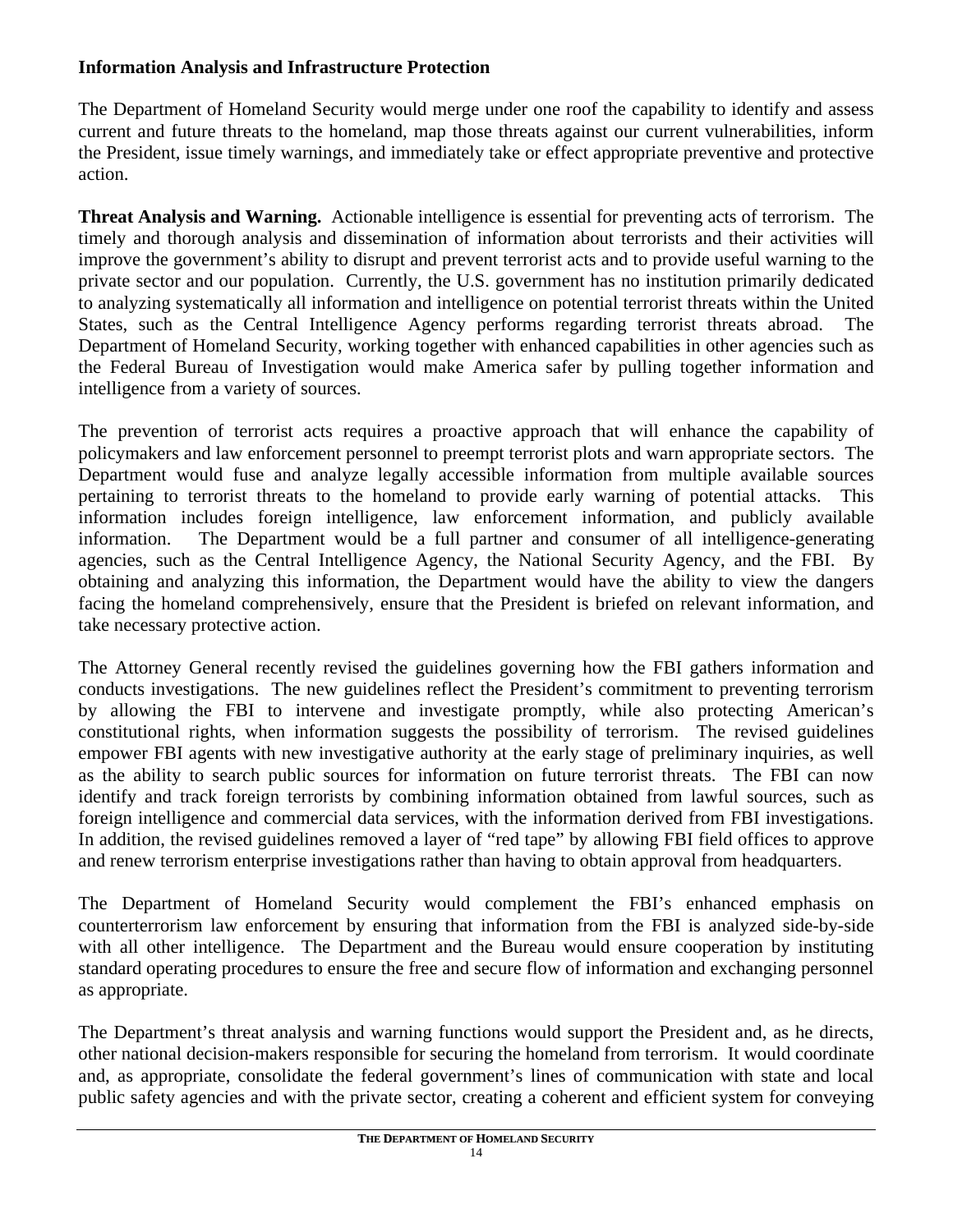**Information Analysis and Infrastructure Protection**

The Department of Homeland Security would merge under one roof the capability to identify and assess current and future threats to the homeland, map those threats against our current vulnerabilities, inform the President, issue timely warnings, and immediately take or effect appropriate preventive and protective action.

**Threat Analysis and Warning.** Actionable intelligence is essential for preventing acts of terrorism. The timely and thorough analysis and dissemination of information about terrorists and their activities will improve the government's ability to disrupt and prevent terrorist acts and to provide useful warning to the private sector and our population. Currently, the U.S. government has no institution primarily dedicated to analyzing systematically all information and intelligence on potential terrorist threats within the United States, such as the Central Intelligence Agency performs regarding terrorist threats abroad. The Department of Homeland Security, working together with enhanced capabilities in other agencies such as the Federal Bureau of Investigation would make America safer by pulling together information and intelligence from a variety of sources.

The prevention of terrorist acts requires a proactive approach that will enhance the capability of policymakers and law enforcement personnel to preempt terrorist plots and warn appropriate sectors. The Department would fuse and analyze legally accessible information from multiple available sources pertaining to terrorist threats to the homeland to provide early warning of potential attacks. This information includes foreign intelligence, law enforcement information, and publicly available information. The Department would be a full partner and consumer of all intelligence-generating agencies, such as the Central Intelligence Agency, the National Security Agency, and the FBI. By obtaining and analyzing this information, the Department would have the ability to view the dangers facing the homeland comprehensively, ensure that the President is briefed on relevant information, and take necessary protective action.

The Attorney General recently revised the guidelines governing how the FBI gathers information and conducts investigations. The new guidelines reflect the President's commitment to preventing terrorism by allowing the FBI to intervene and investigate promptly, while also protecting American's constitutional rights, when information suggests the possibility of terrorism. The revised guidelines empower FBI agents with new investigative authority at the early stage of preliminary inquiries, as well as the ability to search public sources for information on future terrorist threats. The FBI can now identify and track foreign terrorists by combining information obtained from lawful sources, such as foreign intelligence and commercial data services, with the information derived from FBI investigations. In addition, the revised guidelines removed a layer of "red tape" by allowing FBI field offices to approve and renew terrorism enterprise investigations rather than having to obtain approval from headquarters.

The Department of Homeland Security would complement the FBI's enhanced emphasis on counterterrorism law enforcement by ensuring that information from the FBI is analyzed side-by-side with all other intelligence. The Department and the Bureau would ensure cooperation by instituting standard operating procedures to ensure the free and secure flow of information and exchanging personnel as appropriate.

The Department's threat analysis and warning functions would support the President and, as he directs, other national decision-makers responsible for securing the homeland from terrorism. It would coordinate and, as appropriate, consolidate the federal government's lines of communication with state and local public safety agencies and with the private sector, creating a coherent and efficient system for conveying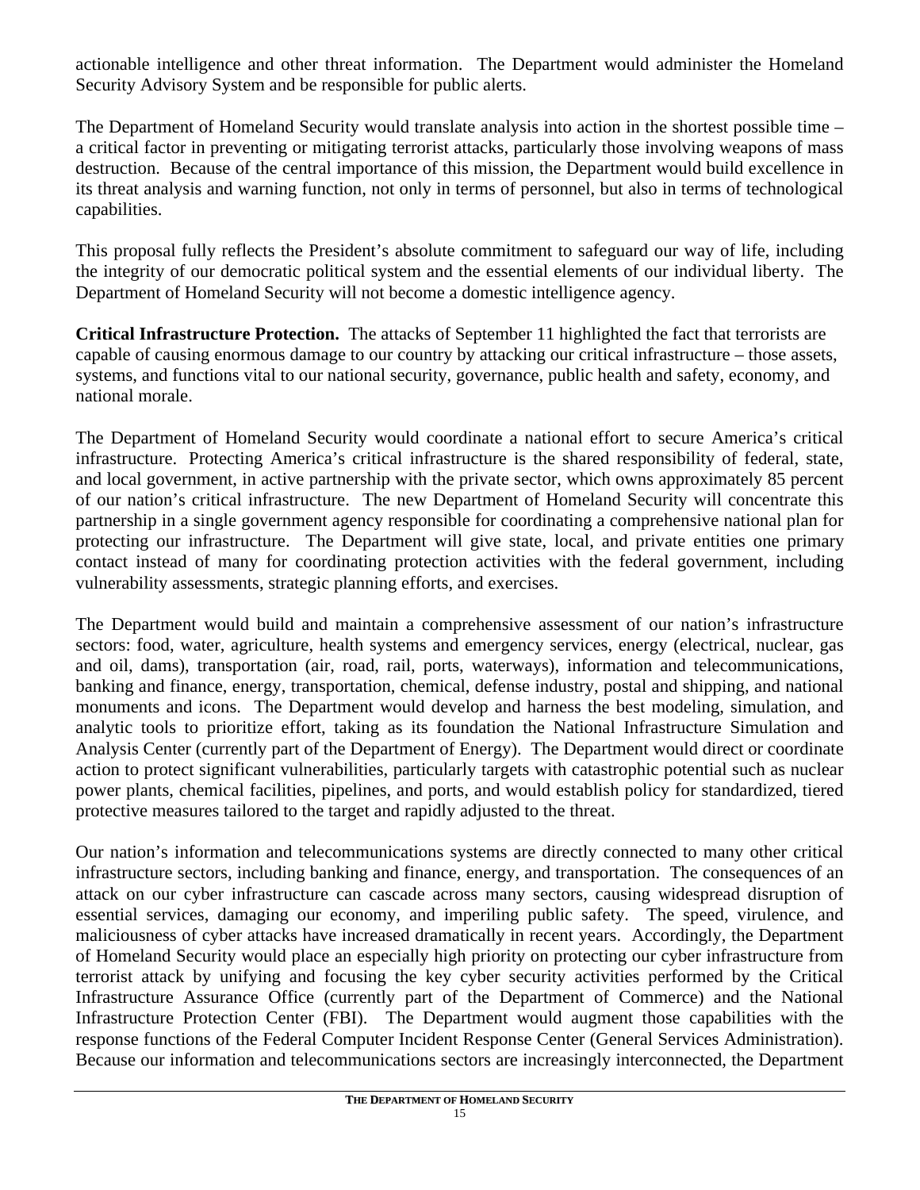actionable intelligence and other threat information. The Department would administer the Homeland Security Advisory System and be responsible for public alerts.

The Department of Homeland Security would translate analysis into action in the shortest possible time – a critical factor in preventing or mitigating terrorist attacks, particularly those involving weapons of mass destruction. Because of the central importance of this mission, the Department would build excellence in its threat analysis and warning function, not only in terms of personnel, but also in terms of technological capabilities.

This proposal fully reflects the President's absolute commitment to safeguard our way of life, including the integrity of our democratic political system and the essential elements of our individual liberty. The Department of Homeland Security will not become a domestic intelligence agency.

**Critical Infrastructure Protection.** The attacks of September 11 highlighted the fact that terrorists are capable of causing enormous damage to our country by attacking our critical infrastructure – those assets, systems, and functions vital to our national security, governance, public health and safety, economy, and national morale.

The Department of Homeland Security would coordinate a national effort to secure America's critical infrastructure. Protecting America's critical infrastructure is the shared responsibility of federal, state, and local government, in active partnership with the private sector, which owns approximately 85 percent of our nation's critical infrastructure. The new Department of Homeland Security will concentrate this partnership in a single government agency responsible for coordinating a comprehensive national plan for protecting our infrastructure. The Department will give state, local, and private entities one primary contact instead of many for coordinating protection activities with the federal government, including vulnerability assessments, strategic planning efforts, and exercises.

The Department would build and maintain a comprehensive assessment of our nation's infrastructure sectors: food, water, agriculture, health systems and emergency services, energy (electrical, nuclear, gas and oil, dams), transportation (air, road, rail, ports, waterways), information and telecommunications, banking and finance, energy, transportation, chemical, defense industry, postal and shipping, and national monuments and icons. The Department would develop and harness the best modeling, simulation, and analytic tools to prioritize effort, taking as its foundation the National Infrastructure Simulation and Analysis Center (currently part of the Department of Energy). The Department would direct or coordinate action to protect significant vulnerabilities, particularly targets with catastrophic potential such as nuclear power plants, chemical facilities, pipelines, and ports, and would establish policy for standardized, tiered protective measures tailored to the target and rapidly adjusted to the threat.

Our nation's information and telecommunications systems are directly connected to many other critical infrastructure sectors, including banking and finance, energy, and transportation. The consequences of an attack on our cyber infrastructure can cascade across many sectors, causing widespread disruption of essential services, damaging our economy, and imperiling public safety. The speed, virulence, and maliciousness of cyber attacks have increased dramatically in recent years. Accordingly, the Department of Homeland Security would place an especially high priority on protecting our cyber infrastructure from terrorist attack by unifying and focusing the key cyber security activities performed by the Critical Infrastructure Assurance Office (currently part of the Department of Commerce) and the National Infrastructure Protection Center (FBI). The Department would augment those capabilities with the response functions of the Federal Computer Incident Response Center (General Services Administration). Because our information and telecommunications sectors are increasingly interconnected, the Department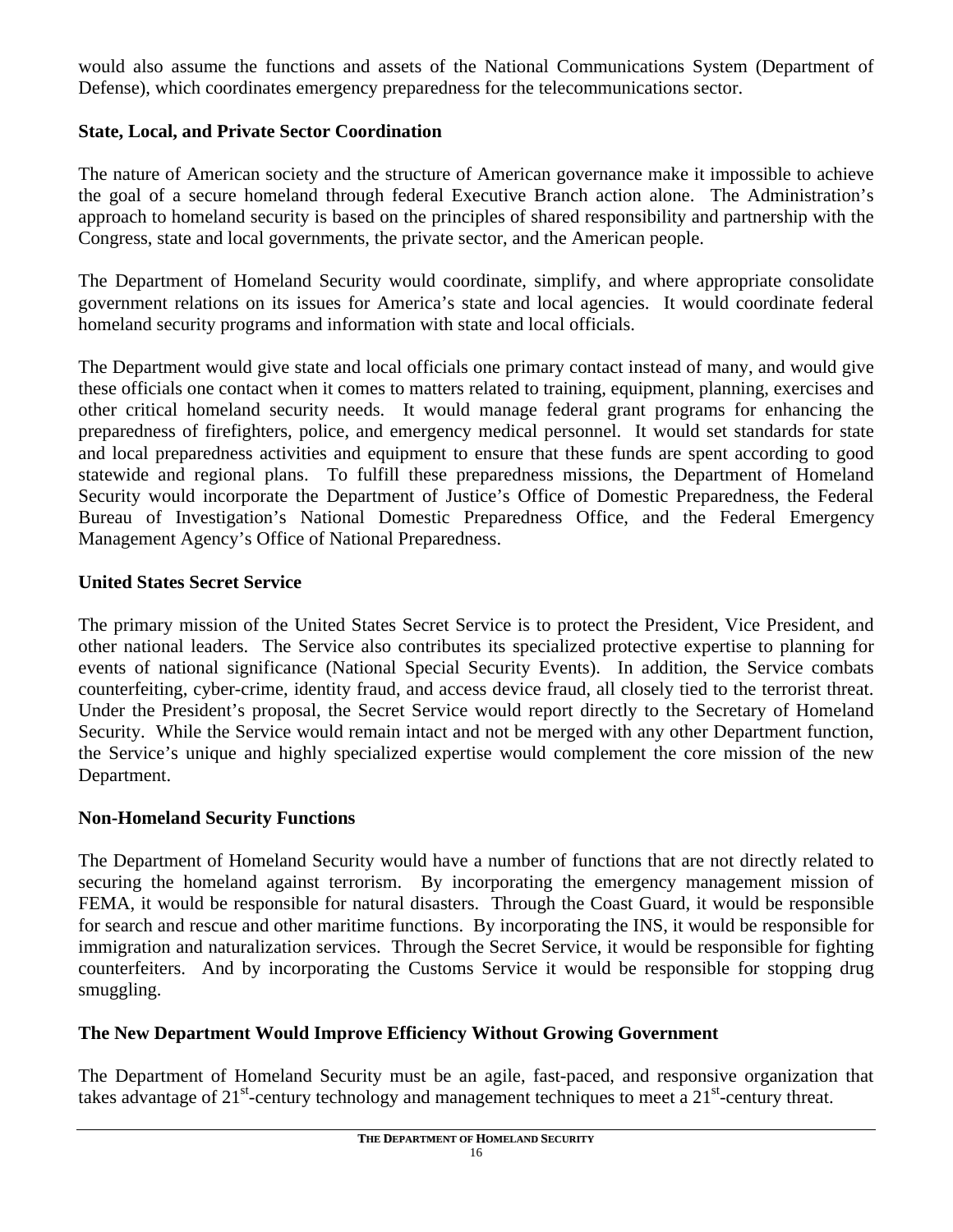would also assume the functions and assets of the National Communications System (Department of Defense), which coordinates emergency preparedness for the telecommunications sector.

**State, Local, and Private Sector Coordination**

The nature of American society and the structure of American governance make it impossible to achieve the goal of a secure homeland through federal Executive Branch action alone. The Administration's approach to homeland security is based on the principles of shared responsibility and partnership with the Congress, state and local governments, the private sector, and the American people.

The Department of Homeland Security would coordinate, simplify, and where appropriate consolidate government relations on its issues for America's state and local agencies. It would coordinate federal homeland security programs and information with state and local officials.

The Department would give state and local officials one primary contact instead of many, and would give these officials one contact when it comes to matters related to training, equipment, planning, exercises and other critical homeland security needs. It would manage federal grant programs for enhancing the preparedness of firefighters, police, and emergency medical personnel. It would set standards for state and local preparedness activities and equipment to ensure that these funds are spent according to good statewide and regional plans. To fulfill these preparedness missions, the Department of Homeland Security would incorporate the Department of Justice's Office of Domestic Preparedness, the Federal Bureau of Investigation's National Domestic Preparedness Office, and the Federal Emergency Management Agency's Office of National Preparedness.

**United States Secret Service**

The primary mission of the United States Secret Service is to protect the President, Vice President, and other national leaders. The Service also contributes its specialized protective expertise to planning for events of national significance (National Special Security Events). In addition, the Service combats counterfeiting, cyber-crime, identity fraud, and access device fraud, all closely tied to the terrorist threat. Under the President's proposal, the Secret Service would report directly to the Secretary of Homeland Security. While the Service would remain intact and not be merged with any other Department function, the Service's unique and highly specialized expertise would complement the core mission of the new Department.

**Non-Homeland Security Functions**

The Department of Homeland Security would have a number of functions that are not directly related to securing the homeland against terrorism. By incorporating the emergency management mission of FEMA, it would be responsible for natural disasters. Through the Coast Guard, it would be responsible for search and rescue and other maritime functions. By incorporating the INS, it would be responsible for immigration and naturalization services. Through the Secret Service, it would be responsible for fighting counterfeiters. And by incorporating the Customs Service it would be responsible for stopping drug smuggling.

**The New Department Would Improve Efficiency Without Growing Government**

The Department of Homeland Security must be an agile, fast-paced, and responsive organization that takes advantage of 21st-century technology and management techniques to meet a 21st-century threat.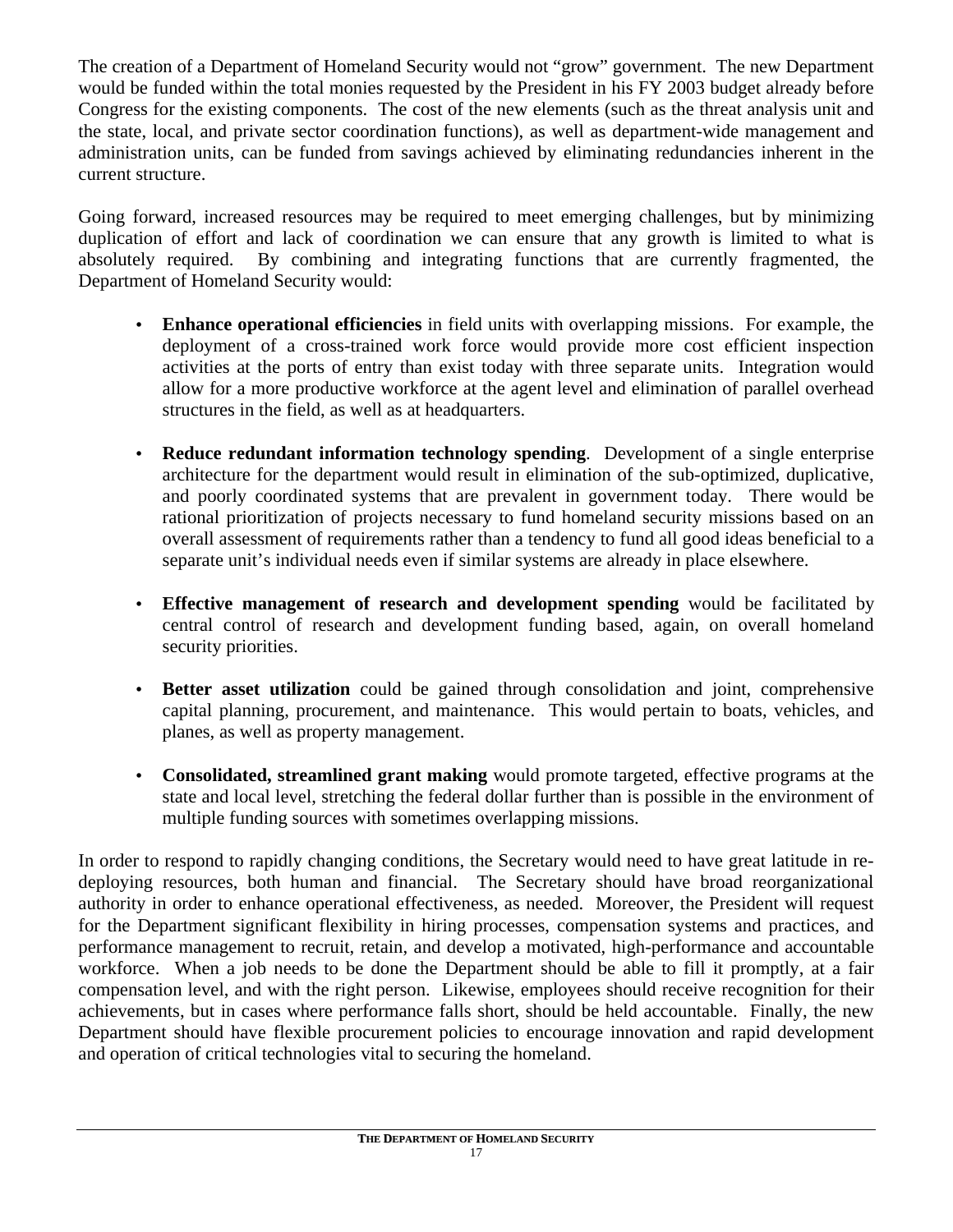The creation of a Department of Homeland Security would not "grow" government. The new Department would be funded within the total monies requested by the President in his FY 2003 budget already before Congress for the existing components. The cost of the new elements (such as the threat analysis unit and the state, local, and private sector coordination functions), as well as department-wide management and administration units, can be funded from savings achieved by eliminating redundancies inherent in the current structure.

Going forward, increased resources may be required to meet emerging challenges, but by minimizing duplication of effort and lack of coordination we can ensure that any growth is limited to what is absolutely required. By combining and integrating functions that are currently fragmented, the Department of Homeland Security would:

- **Enhance operational efficiencies** in field units with overlapping missions. For example, the deployment of a cross-trained work force would provide more cost efficient inspection activities at the ports of entry than exist today with three separate units. Integration would allow for a more productive workforce at the agent level and elimination of parallel overhead structures in the field, as well as at headquarters.

- **Reduce redundant information technology spending**. Development of a single enterprise architecture for the department would result in elimination of the sub-optimized, duplicative, and poorly coordinated systems that are prevalent in government today. There would be rational prioritization of projects necessary to fund homeland security missions based on an overall assessment of requirements rather than a tendency to fund all good ideas beneficial to a separate unit's individual needs even if similar systems are already in place elsewhere.

- **Effective management of research and development spending** would be facilitated by central control of research and development funding based, again, on overall homeland security priorities.

- **Better asset utilization** could be gained through consolidation and joint, comprehensive capital planning, procurement, and maintenance. This would pertain to boats, vehicles, and planes, as well as property management.

- **Consolidated, streamlined grant making** would promote targeted, effective programs at the state and local level, stretching the federal dollar further than is possible in the environment of multiple funding sources with sometimes overlapping missions.

In order to respond to rapidly changing conditions, the Secretary would need to have great latitude in re-deploying resources, both human and financial. The Secretary should have broad reorganizational authority in order to enhance operational effectiveness, as needed. Moreover, the President will request for the Department significant flexibility in hiring processes, compensation systems and practices, and performance management to recruit, retain, and develop a motivated, high-performance and accountable workforce. When a job needs to be done the Department should be able to fill it promptly, at a fair compensation level, and with the right person. Likewise, employees should receive recognition for their achievements, but in cases where performance falls short, should be held accountable. Finally, the new Department should have flexible procurement policies to encourage innovation and rapid development and operation of critical technologies vital to securing the homeland.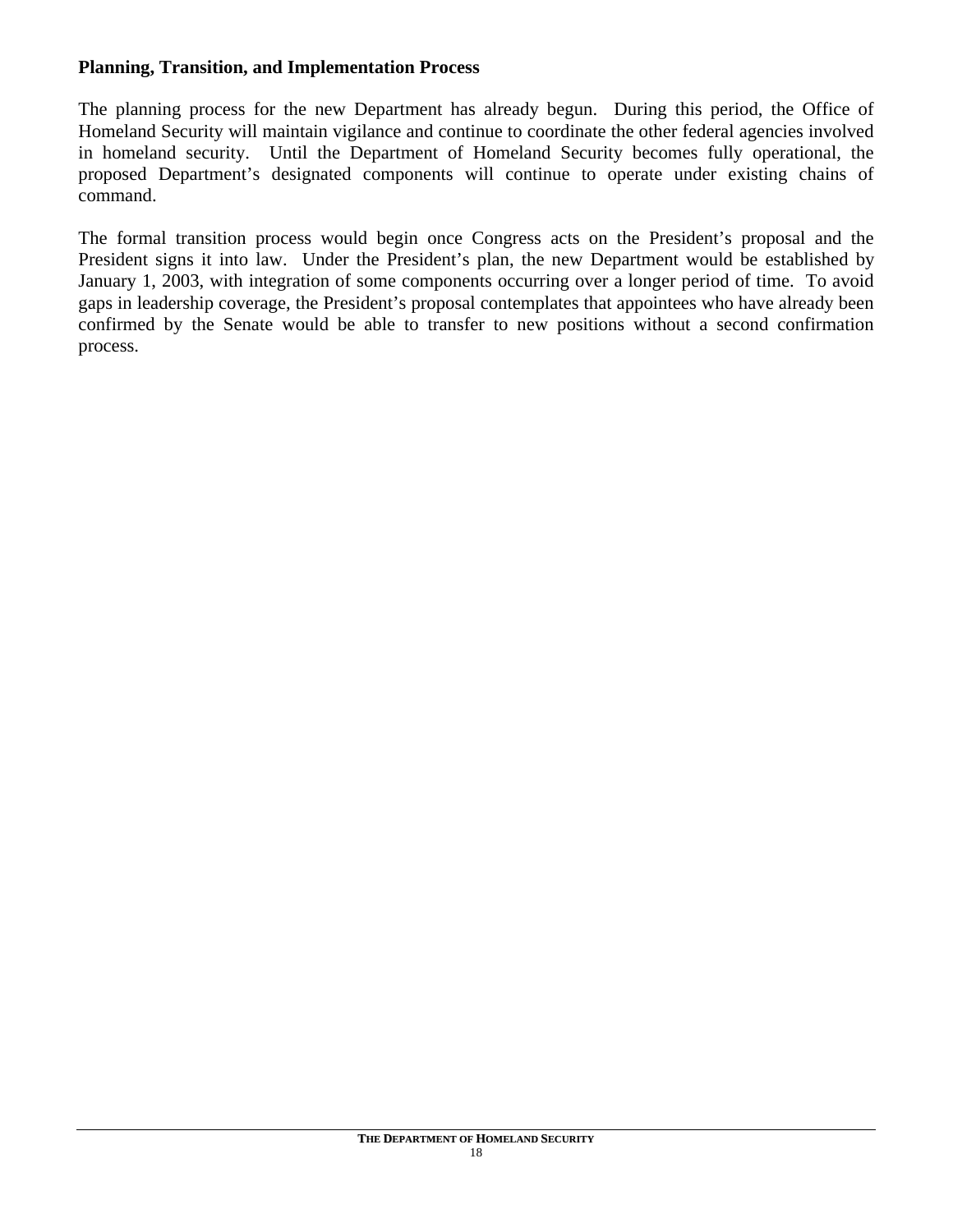**Planning, Transition, and Implementation Process**

The planning process for the new Department has already begun. During this period, the Office of Homeland Security will maintain vigilance and continue to coordinate the other federal agencies involved in homeland security. Until the Department of Homeland Security becomes fully operational, the proposed Department's designated components will continue to operate under existing chains of command.

The formal transition process would begin once Congress acts on the President's proposal and the President signs it into law. Under the President's plan, the new Department would be established by January 1, 2003, with integration of some components occurring over a longer period of time. To avoid gaps in leadership coverage, the President's proposal contemplates that appointees who have already been confirmed by the Senate would be able to transfer to new positions without a second confirmation process.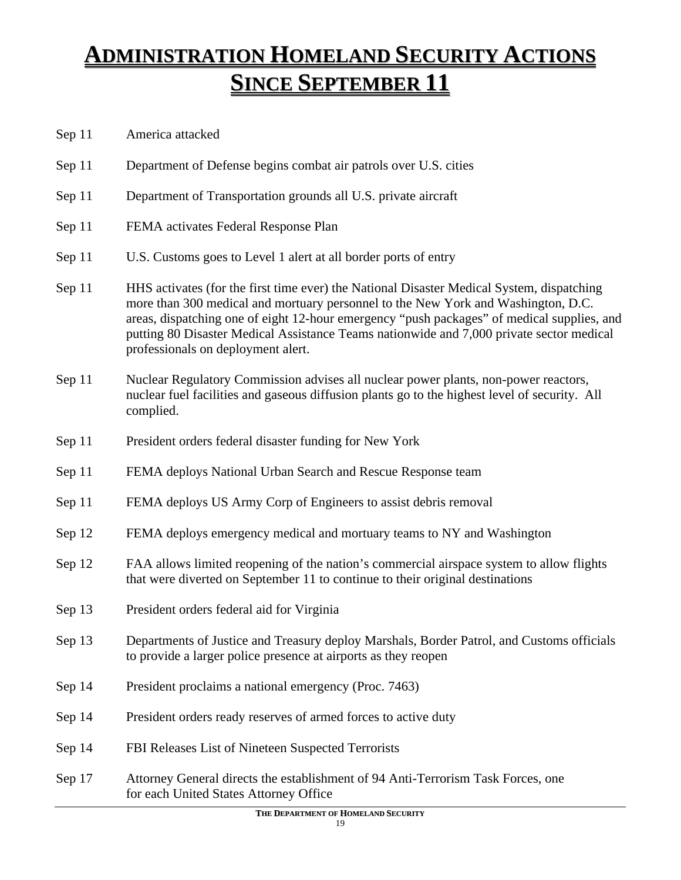# ADMINISTRATION HOMELAND SECURITY ACTIONS SINCE SEPTEMBER 11

| | |
|---|---|
| Sep 11 | America attacked |
| Sep 11 | Department of Defense begins combat air patrols over U.S. cities |
| Sep 11 | Department of Transportation grounds all U.S. private aircraft |
| Sep 11 | FEMA activates Federal Response Plan |
| Sep 11 | U.S. Customs goes to Level 1 alert at all border ports of entry |
| Sep 11 | HHS activates (for the first time ever) the National Disaster Medical System, dispatching more than 300 medical and mortuary personnel to the New York and Washington, D.C. areas, dispatching one of eight 12-hour emergency "push packages" of medical supplies, and putting 80 Disaster Medical Assistance Teams nationwide and 7,000 private sector medical professionals on deployment alert. |
| Sep 11 | Nuclear Regulatory Commission advises all nuclear power plants, non-power reactors, nuclear fuel facilities and gaseous diffusion plants go to the highest level of security. All complied. |
| Sep 11 | President orders federal disaster funding for New York |
| Sep 11 | FEMA deploys National Urban Search and Rescue Response team |
| Sep 11 | FEMA deploys US Army Corp of Engineers to assist debris removal |
| Sep 12 | FEMA deploys emergency medical and mortuary teams to NY and Washington |
| Sep 12 | FAA allows limited reopening of the nation's commercial airspace system to allow flights that were diverted on September 11 to continue to their original destinations |
| Sep 13 | President orders federal aid for Virginia |
| Sep 13 | Departments of Justice and Treasury deploy Marshals, Border Patrol, and Customs officials to provide a larger police presence at airports as they reopen |
| Sep 14 | President proclaims a national emergency (Proc. 7463) |
| Sep 14 | President orders ready reserves of armed forces to active duty |
| Sep 14 | FBI Releases List of Nineteen Suspected Terrorists |
| Sep 17 | Attorney General directs the establishment of 94 Anti-Terrorism Task Forces, one for each United States Attorney Office |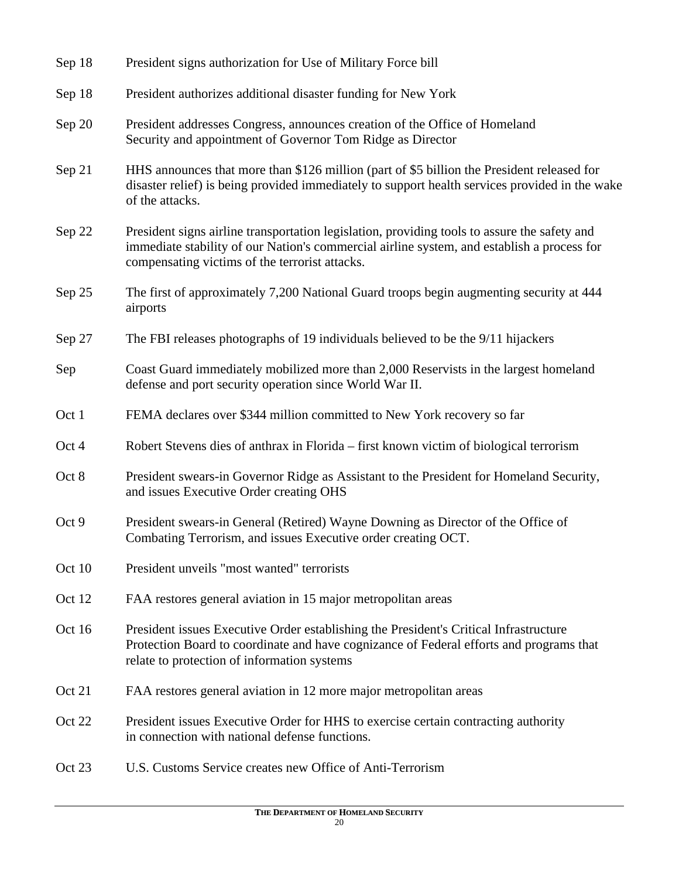| | |
|---|---|
| Sep 18 | President signs authorization for Use of Military Force bill |
| Sep 18 | President authorizes additional disaster funding for New York |
| Sep 20 | President addresses Congress, announces creation of the Office of Homeland Security and appointment of Governor Tom Ridge as Director |
| Sep 21 | HHS announces that more than $126 million (part of $5 billion the President released for disaster relief) is being provided immediately to support health services provided in the wake of the attacks. |
| Sep 22 | President signs airline transportation legislation, providing tools to assure the safety and immediate stability of our Nation's commercial airline system, and establish a process for compensating victims of the terrorist attacks. |
| Sep 25 | The first of approximately 7,200 National Guard troops begin augmenting security at 444 airports |
| Sep 27 | The FBI releases photographs of 19 individuals believed to be the 9/11 hijackers |
| Sep | Coast Guard immediately mobilized more than 2,000 Reservists in the largest homeland defense and port security operation since World War II. |
| Oct 1 | FEMA declares over $344 million committed to New York recovery so far |
| Oct 4 | Robert Stevens dies of anthrax in Florida – first known victim of biological terrorism |
| Oct 8 | President swears-in Governor Ridge as Assistant to the President for Homeland Security, and issues Executive Order creating OHS |
| Oct 9 | President swears-in General (Retired) Wayne Downing as Director of the Office of Combating Terrorism, and issues Executive order creating OCT. |
| Oct 10 | President unveils "most wanted" terrorists |
| Oct 12 | FAA restores general aviation in 15 major metropolitan areas |
| Oct 16 | President issues Executive Order establishing the President's Critical Infrastructure Protection Board to coordinate and have cognizance of Federal efforts and programs that relate to protection of information systems |
| Oct 21 | FAA restores general aviation in 12 more major metropolitan areas |
| Oct 22 | President issues Executive Order for HHS to exercise certain contracting authority in connection with national defense functions. |
| Oct 23 | U.S. Customs Service creates new Office of Anti-Terrorism |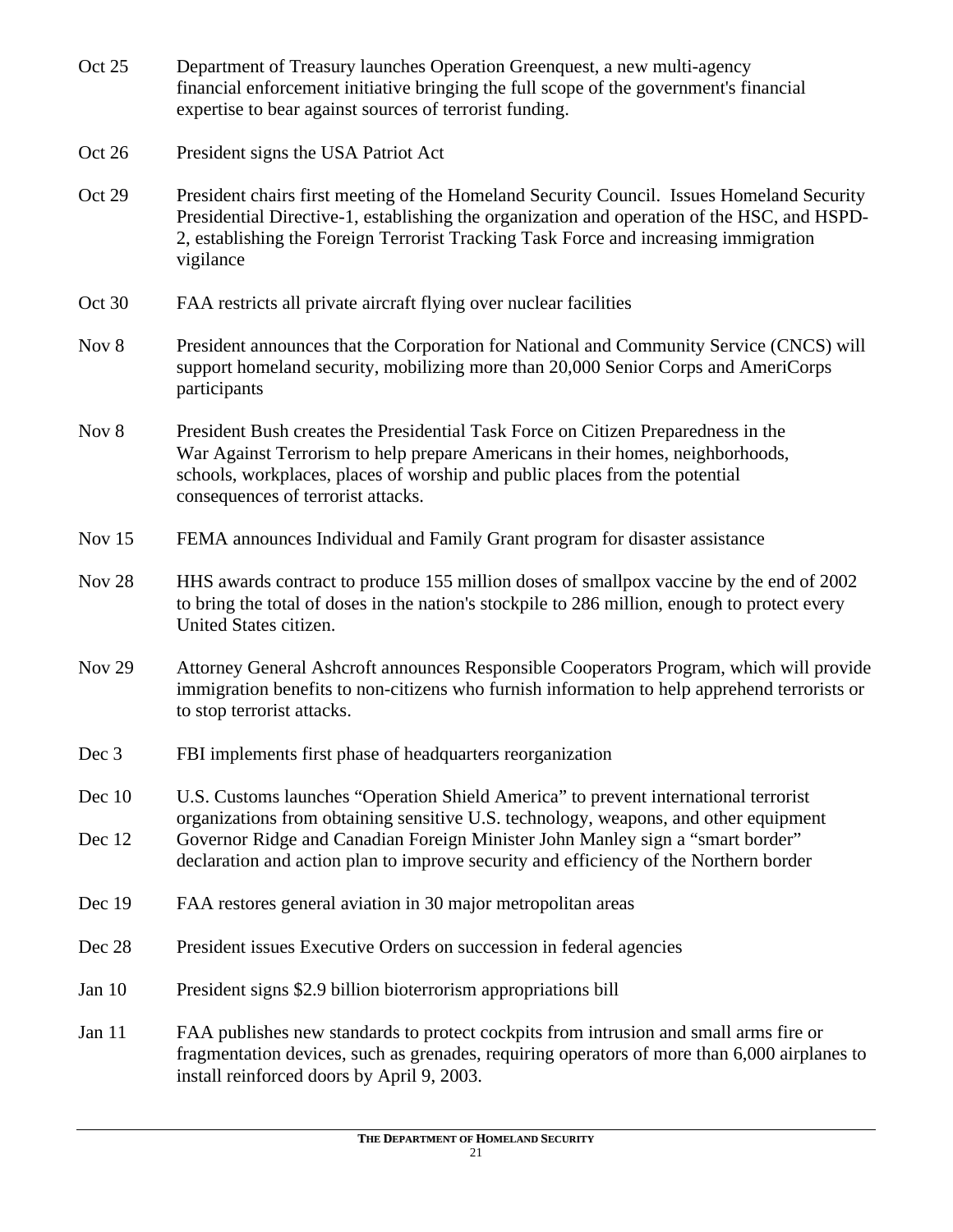Oct 25 Department of Treasury launches Operation Greenquest, a new multi-agency financial enforcement initiative bringing the full scope of the government's financial expertise to bear against sources of terrorist funding.

Oct 26 President signs the USA Patriot Act

Oct 29 President chairs first meeting of the Homeland Security Council. Issues Homeland Security Presidential Directive-1, establishing the organization and operation of the HSC, and HSPD-2, establishing the Foreign Terrorist Tracking Task Force and increasing immigration vigilance

Oct 30 FAA restricts all private aircraft flying over nuclear facilities

Nov 8 President announces that the Corporation for National and Community Service (CNCS) will support homeland security, mobilizing more than 20,000 Senior Corps and AmeriCorps participants

Nov 8 President Bush creates the Presidential Task Force on Citizen Preparedness in the War Against Terrorism to help prepare Americans in their homes, neighborhoods, schools, workplaces, places of worship and public places from the potential consequences of terrorist attacks.

Nov 15 FEMA announces Individual and Family Grant program for disaster assistance

Nov 28 HHS awards contract to produce 155 million doses of smallpox vaccine by the end of 2002 to bring the total of doses in the nation's stockpile to 286 million, enough to protect every United States citizen.

Nov 29 Attorney General Ashcroft announces Responsible Cooperators Program, which will provide immigration benefits to non-citizens who furnish information to help apprehend terrorists or to stop terrorist attacks.

Dec 3 FBI implements first phase of headquarters reorganization

Dec 10 U.S. Customs launches "Operation Shield America" to prevent international terrorist organizations from obtaining sensitive U.S. technology, weapons, and other equipment

Dec 12 Governor Ridge and Canadian Foreign Minister John Manley sign a "smart border" declaration and action plan to improve security and efficiency of the Northern border

Dec 19 FAA restores general aviation in 30 major metropolitan areas

Dec 28 President issues Executive Orders on succession in federal agencies

Jan 10 President signs $2.9 billion bioterrorism appropriations bill

Jan 11 FAA publishes new standards to protect cockpits from intrusion and small arms fire or fragmentation devices, such as grenades, requiring operators of more than 6,000 airplanes to install reinforced doors by April 9, 2003.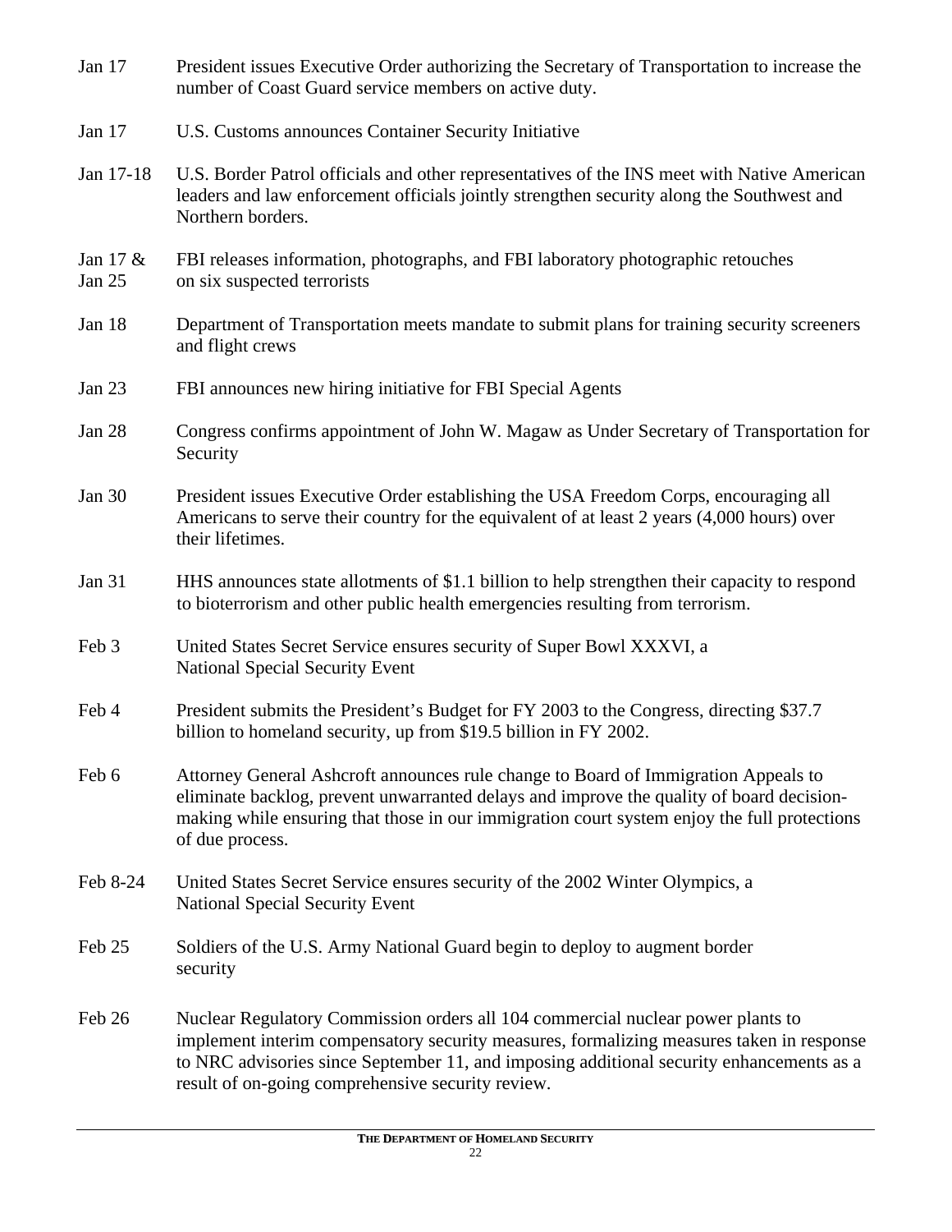| | |
|---|---|
| Jan 17 | President issues Executive Order authorizing the Secretary of Transportation to increase the number of Coast Guard service members on active duty. |
| Jan 17 | U.S. Customs announces Container Security Initiative |
| Jan 17-18 | U.S. Border Patrol officials and other representatives of the INS meet with Native American leaders and law enforcement officials jointly strengthen security along the Southwest and Northern borders. |
| Jan 17 & Jan 25 | FBI releases information, photographs, and FBI laboratory photographic retouches on six suspected terrorists |
| Jan 18 | Department of Transportation meets mandate to submit plans for training security screeners and flight crews |
| Jan 23 | FBI announces new hiring initiative for FBI Special Agents |
| Jan 28 | Congress confirms appointment of John W. Magaw as Under Secretary of Transportation for Security |
| Jan 30 | President issues Executive Order establishing the USA Freedom Corps, encouraging all Americans to serve their country for the equivalent of at least 2 years (4,000 hours) over their lifetimes. |
| Jan 31 | HHS announces state allotments of $1.1 billion to help strengthen their capacity to respond to bioterrorism and other public health emergencies resulting from terrorism. |
| Feb 3 | United States Secret Service ensures security of Super Bowl XXXVI, a National Special Security Event |
| Feb 4 | President submits the President's Budget for FY 2003 to the Congress, directing $37.7 billion to homeland security, up from $19.5 billion in FY 2002. |
| Feb 6 | Attorney General Ashcroft announces rule change to Board of Immigration Appeals to eliminate backlog, prevent unwarranted delays and improve the quality of board decision-making while ensuring that those in our immigration court system enjoy the full protections of due process. |
| Feb 8-24 | United States Secret Service ensures security of the 2002 Winter Olympics, a National Special Security Event |
| Feb 25 | Soldiers of the U.S. Army National Guard begin to deploy to augment border security |
| Feb 26 | Nuclear Regulatory Commission orders all 104 commercial nuclear power plants to implement interim compensatory security measures, formalizing measures taken in response to NRC advisories since September 11, and imposing additional security enhancements as a result of on-going comprehensive security review. |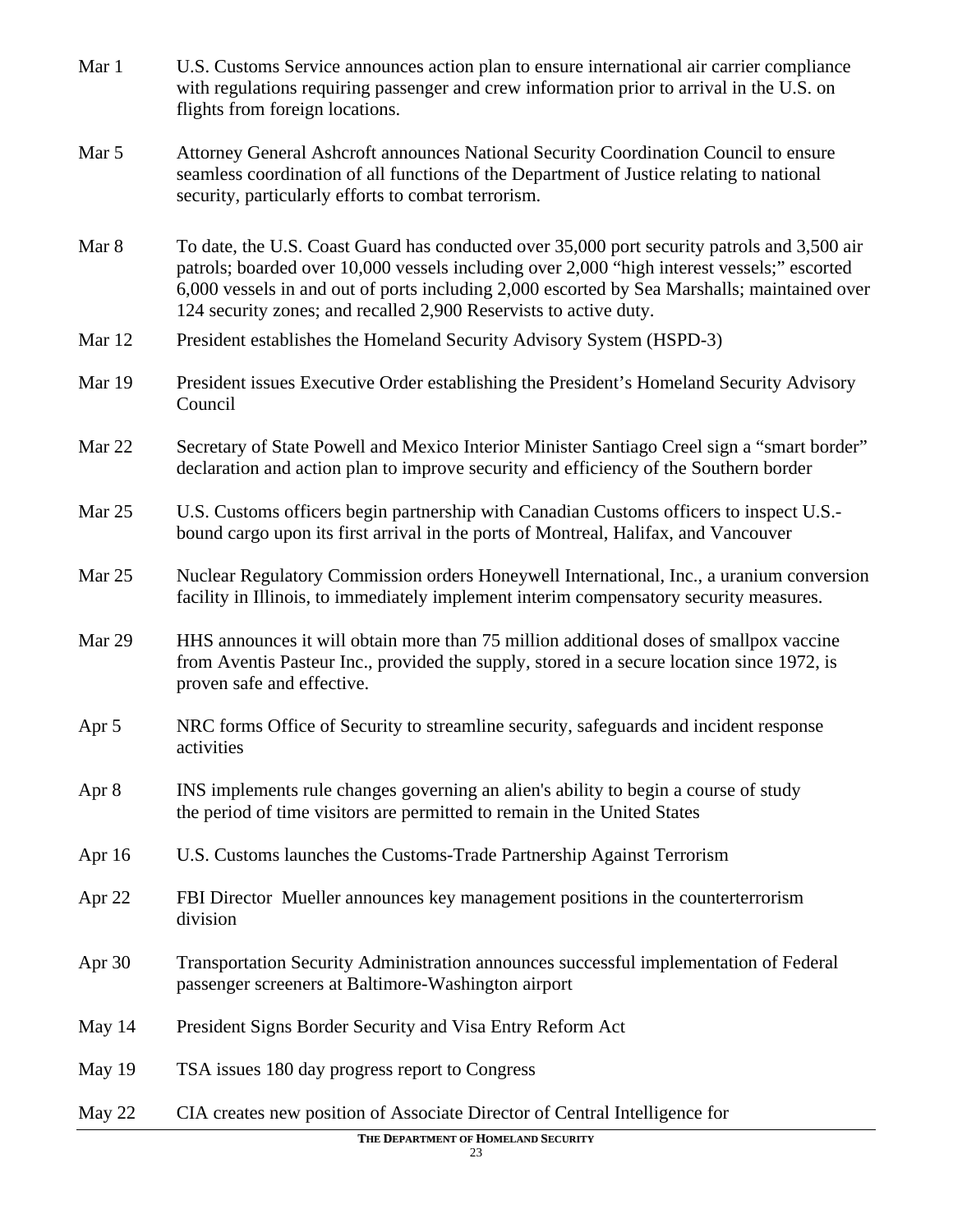| | |
|---|---|
| Mar 1 | U.S. Customs Service announces action plan to ensure international air carrier compliance with regulations requiring passenger and crew information prior to arrival in the U.S. on flights from foreign locations. |
| Mar 5 | Attorney General Ashcroft announces National Security Coordination Council to ensure seamless coordination of all functions of the Department of Justice relating to national security, particularly efforts to combat terrorism. |
| Mar 8 | To date, the U.S. Coast Guard has conducted over 35,000 port security patrols and 3,500 air patrols; boarded over 10,000 vessels including over 2,000 "high interest vessels;" escorted 6,000 vessels in and out of ports including 2,000 escorted by Sea Marshalls; maintained over 124 security zones; and recalled 2,900 Reservists to active duty. |
| Mar 12 | President establishes the Homeland Security Advisory System (HSPD-3) |
| Mar 19 | President issues Executive Order establishing the President's Homeland Security Advisory Council |
| Mar 22 | Secretary of State Powell and Mexico Interior Minister Santiago Creel sign a "smart border" declaration and action plan to improve security and efficiency of the Southern border |
| Mar 25 | U.S. Customs officers begin partnership with Canadian Customs officers to inspect U.S.-bound cargo upon its first arrival in the ports of Montreal, Halifax, and Vancouver |
| Mar 25 | Nuclear Regulatory Commission orders Honeywell International, Inc., a uranium conversion facility in Illinois, to immediately implement interim compensatory security measures. |
| Mar 29 | HHS announces it will obtain more than 75 million additional doses of smallpox vaccine from Aventis Pasteur Inc., provided the supply, stored in a secure location since 1972, is proven safe and effective. |
| Apr 5 | NRC forms Office of Security to streamline security, safeguards and incident response activities |
| Apr 8 | INS implements rule changes governing an alien's ability to begin a course of study the period of time visitors are permitted to remain in the United States |
| Apr 16 | U.S. Customs launches the Customs-Trade Partnership Against Terrorism |
| Apr 22 | FBI Director Mueller announces key management positions in the counterterrorism division |
| Apr 30 | Transportation Security Administration announces successful implementation of Federal passenger screeners at Baltimore-Washington airport |
| May 14 | President Signs Border Security and Visa Entry Reform Act |
| May 19 | TSA issues 180 day progress report to Congress |
| May 22 | CIA creates new position of Associate Director of Central Intelligence for |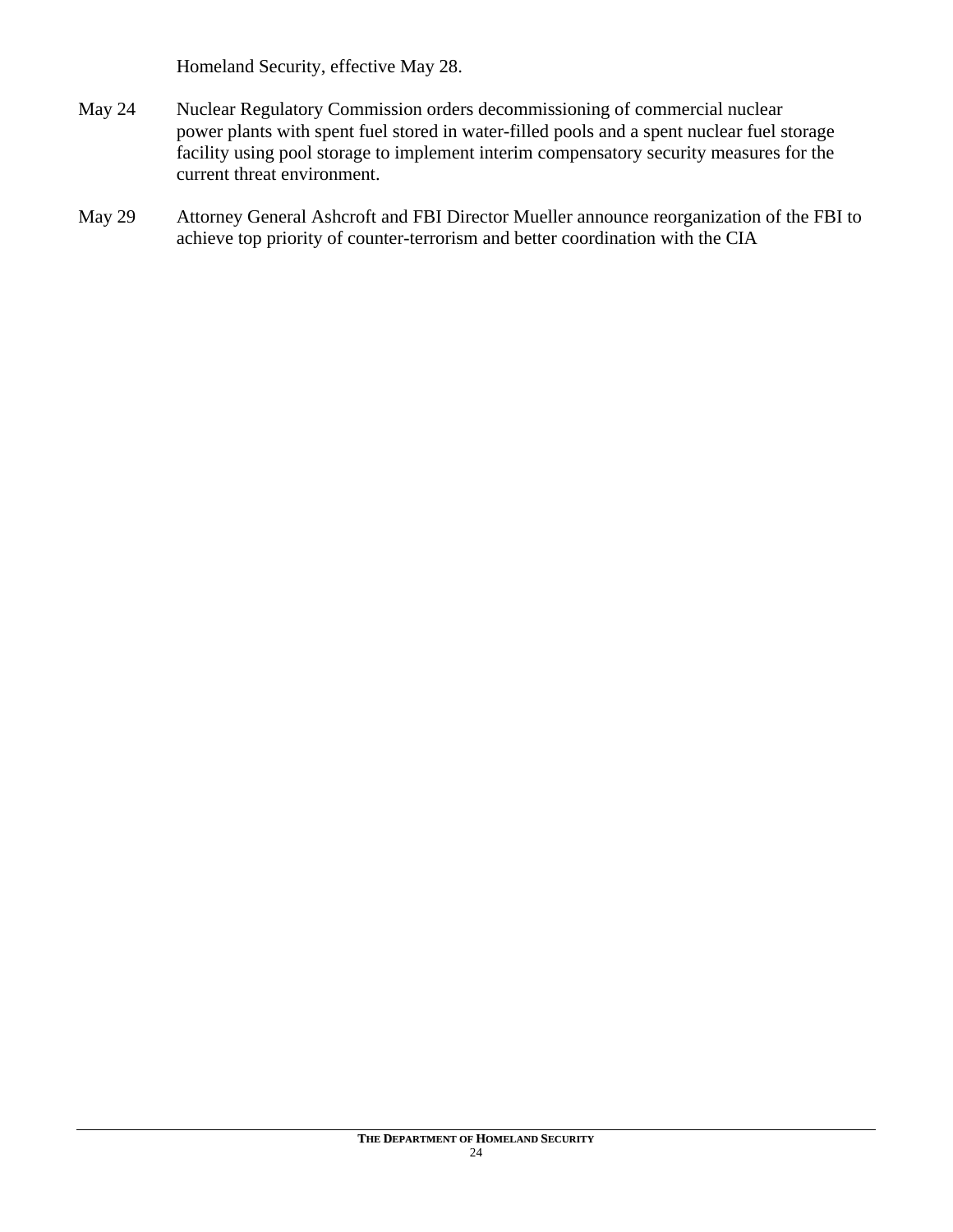Homeland Security, effective May 28.

May 24 Nuclear Regulatory Commission orders decommissioning of commercial nuclear power plants with spent fuel stored in water-filled pools and a spent nuclear fuel storage facility using pool storage to implement interim compensatory security measures for the current threat environment.

May 29 Attorney General Ashcroft and FBI Director Mueller announce reorganization of the FBI to achieve top priority of counter-terrorism and better coordination with the CIA